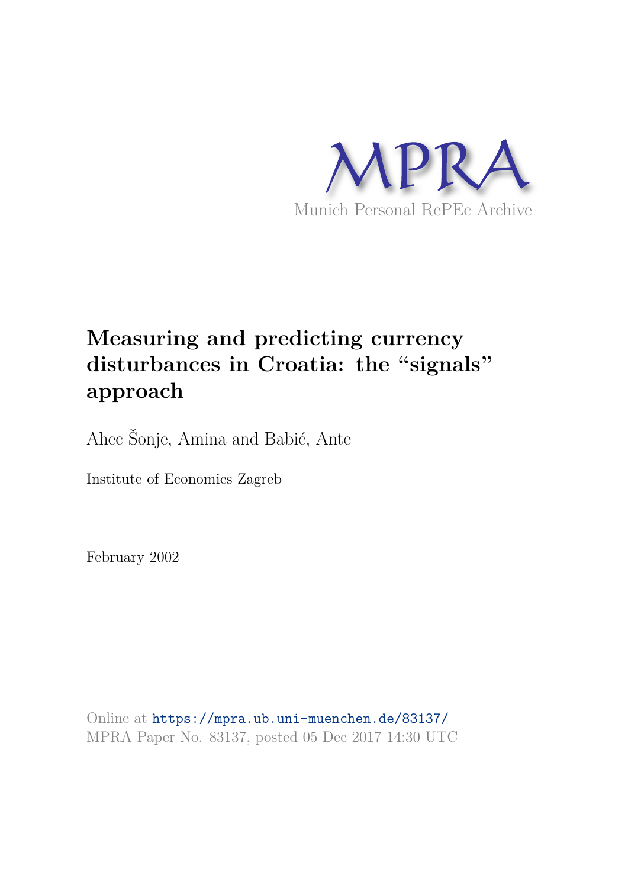MPRA

Munich Personal RePEc Archive

# Measuring and predicting currency disturbances in Croatia: the "signals" approach

Ahec Šonje, Amina and Babić, Ante

Institute of Economics Zagreb

February 2002

Online at https://mpra.ub.uni-muenchen.de/83137/
MPRA Paper No. 83137, posted 05 Dec 2017 14:30 UTC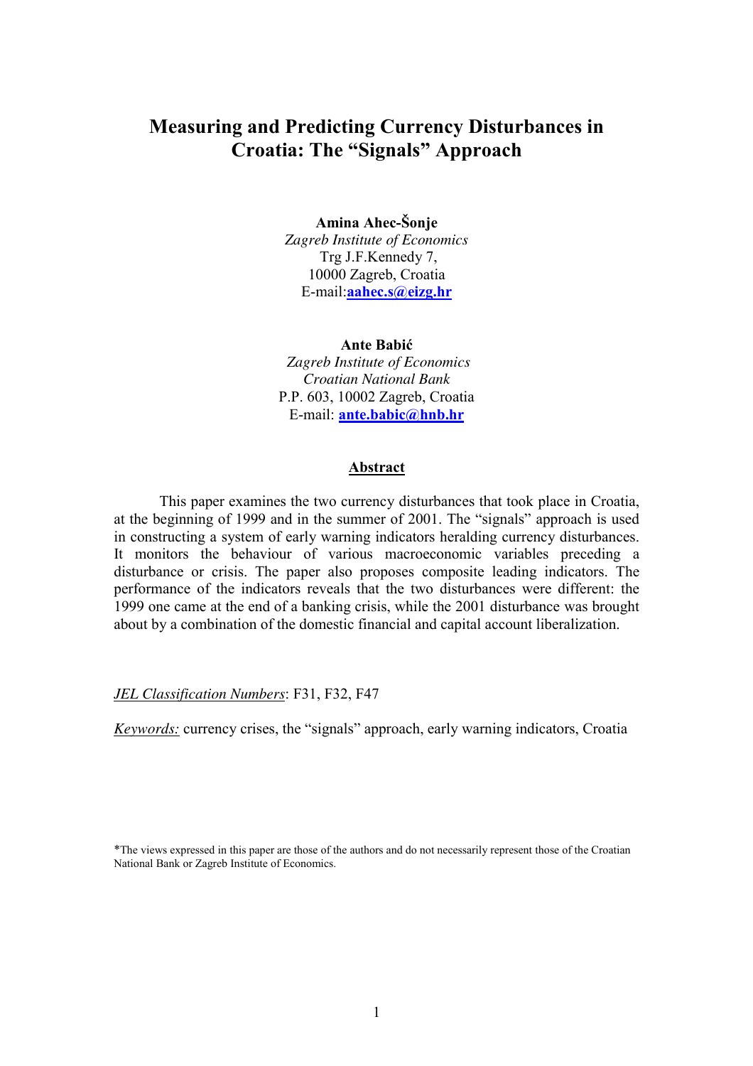# Measuring and Predicting Currency Disturbances in Croatia: The "Signals" Approach

**Amina Ahec-Šonje**
*Zagreb Institute of Economics*
Trg J.F.Kennedy 7,
10000 Zagreb, Croatia
E-mail:**aahec.s@eizg.hr**

**Ante Babić**
*Zagreb Institute of Economics*
*Croatian National Bank*
P.P. 603, 10002 Zagreb, Croatia
E-mail: **ante.babic@hnb.hr**

## Abstract

This paper examines the two currency disturbances that took place in Croatia, at the beginning of 1999 and in the summer of 2001. The "signals" approach is used in constructing a system of early warning indicators heralding currency disturbances. It monitors the behaviour of various macroeconomic variables preceding a disturbance or crisis. The paper also proposes composite leading indicators. The performance of the indicators reveals that the two disturbances were different: the 1999 one came at the end of a banking crisis, while the 2001 disturbance was brought about by a combination of the domestic financial and capital account liberalization.

*JEL Classification Numbers*: F31, F32, F47

*Keywords:* currency crises, the "signals" approach, early warning indicators, Croatia

*The views expressed in this paper are those of the authors and do not necessarily represent those of the Croatian National Bank or Zagreb Institute of Economics.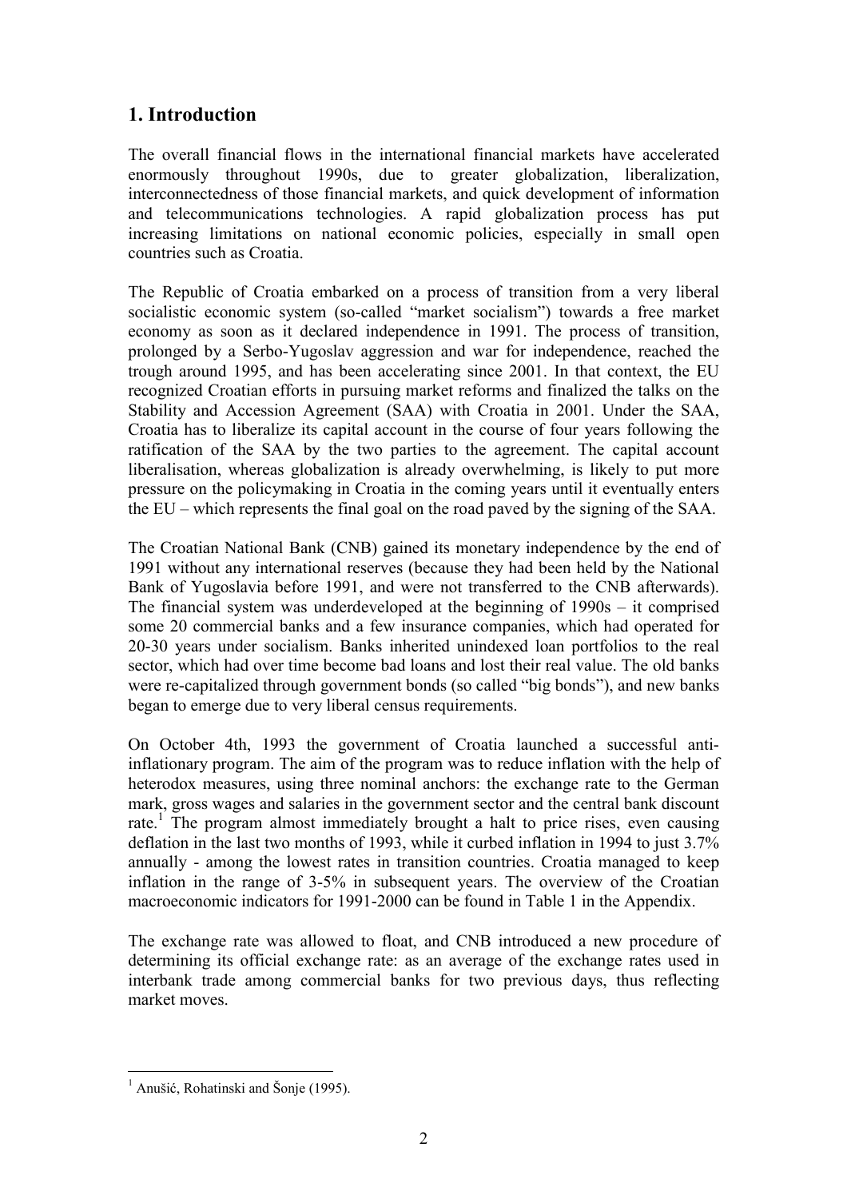## 1. Introduction

The overall financial flows in the international financial markets have accelerated enormously throughout 1990s, due to greater globalization, liberalization, interconnectedness of those financial markets, and quick development of information and telecommunications technologies. A rapid globalization process has put increasing limitations on national economic policies, especially in small open countries such as Croatia.

The Republic of Croatia embarked on a process of transition from a very liberal socialistic economic system (so-called "market socialism") towards a free market economy as soon as it declared independence in 1991. The process of transition, prolonged by a Serbo-Yugoslav aggression and war for independence, reached the trough around 1995, and has been accelerating since 2001. In that context, the EU recognized Croatian efforts in pursuing market reforms and finalized the talks on the Stability and Accession Agreement (SAA) with Croatia in 2001. Under the SAA, Croatia has to liberalize its capital account in the course of four years following the ratification of the SAA by the two parties to the agreement. The capital account liberalisation, whereas globalization is already overwhelming, is likely to put more pressure on the policymaking in Croatia in the coming years until it eventually enters the EU – which represents the final goal on the road paved by the signing of the SAA.

The Croatian National Bank (CNB) gained its monetary independence by the end of 1991 without any international reserves (because they had been held by the National Bank of Yugoslavia before 1991, and were not transferred to the CNB afterwards). The financial system was underdeveloped at the beginning of 1990s – it comprised some 20 commercial banks and a few insurance companies, which had operated for 20-30 years under socialism. Banks inherited unindexed loan portfolios to the real sector, which had over time become bad loans and lost their real value. The old banks were re-capitalized through government bonds (so called "big bonds"), and new banks began to emerge due to very liberal census requirements.

On October 4th, 1993 the government of Croatia launched a successful anti-inflationary program. The aim of the program was to reduce inflation with the help of heterodox measures, using three nominal anchors: the exchange rate to the German mark, gross wages and salaries in the government sector and the central bank discount rate.[1] The program almost immediately brought a halt to price rises, even causing deflation in the last two months of 1993, while it curbed inflation in 1994 to just 3.7% annually - among the lowest rates in transition countries. Croatia managed to keep inflation in the range of 3-5% in subsequent years. The overview of the Croatian macroeconomic indicators for 1991-2000 can be found in Table 1 in the Appendix.

The exchange rate was allowed to float, and CNB introduced a new procedure of determining its official exchange rate: as an average of the exchange rates used in interbank trade among commercial banks for two previous days, thus reflecting market moves.

---

[1] Anušić, Rohatinski and Šonje (1995).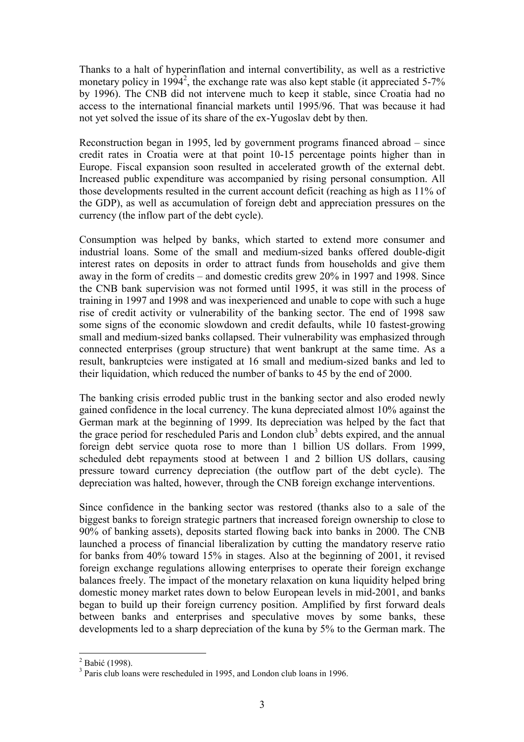Thanks to a halt of hyperinflation and internal convertibility, as well as a restrictive monetary policy in 1994[2], the exchange rate was also kept stable (it appreciated 5-7% by 1996). The CNB did not intervene much to keep it stable, since Croatia had no access to the international financial markets until 1995/96. That was because it had not yet solved the issue of its share of the ex-Yugoslav debt by then.

Reconstruction began in 1995, led by government programs financed abroad – since credit rates in Croatia were at that point 10-15 percentage points higher than in Europe. Fiscal expansion soon resulted in accelerated growth of the external debt. Increased public expenditure was accompanied by rising personal consumption. All those developments resulted in the current account deficit (reaching as high as 11% of the GDP), as well as accumulation of foreign debt and appreciation pressures on the currency (the inflow part of the debt cycle).

Consumption was helped by banks, which started to extend more consumer and industrial loans. Some of the small and medium-sized banks offered double-digit interest rates on deposits in order to attract funds from households and give them away in the form of credits – and domestic credits grew 20% in 1997 and 1998. Since the CNB bank supervision was not formed until 1995, it was still in the process of training in 1997 and 1998 and was inexperienced and unable to cope with such a huge rise of credit activity or vulnerability of the banking sector. The end of 1998 saw some signs of the economic slowdown and credit defaults, while 10 fastest-growing small and medium-sized banks collapsed. Their vulnerability was emphasized through connected enterprises (group structure) that went bankrupt at the same time. As a result, bankruptcies were instigated at 16 small and medium-sized banks and led to their liquidation, which reduced the number of banks to 45 by the end of 2000.

The banking crisis erroded public trust in the banking sector and also eroded newly gained confidence in the local currency. The kuna depreciated almost 10% against the German mark at the beginning of 1999. Its depreciation was helped by the fact that the grace period for rescheduled Paris and London club[3] debts expired, and the annual foreign debt service quota rose to more than 1 billion US dollars. From 1999, scheduled debt repayments stood at between 1 and 2 billion US dollars, causing pressure toward currency depreciation (the outflow part of the debt cycle). The depreciation was halted, however, through the CNB foreign exchange interventions.

Since confidence in the banking sector was restored (thanks also to a sale of the biggest banks to foreign strategic partners that increased foreign ownership to close to 90% of banking assets), deposits started flowing back into banks in 2000. The CNB launched a process of financial liberalization by cutting the mandatory reserve ratio for banks from 40% toward 15% in stages. Also at the beginning of 2001, it revised foreign exchange regulations allowing enterprises to operate their foreign exchange balances freely. The impact of the monetary relaxation on kuna liquidity helped bring domestic money market rates down to below European levels in mid-2001, and banks began to build up their foreign currency position. Amplified by first forward deals between banks and enterprises and speculative moves by some banks, these developments led to a sharp depreciation of the kuna by 5% to the German mark. The

[2] Babić (1998).

[3] Paris club loans were rescheduled in 1995, and London club loans in 1996.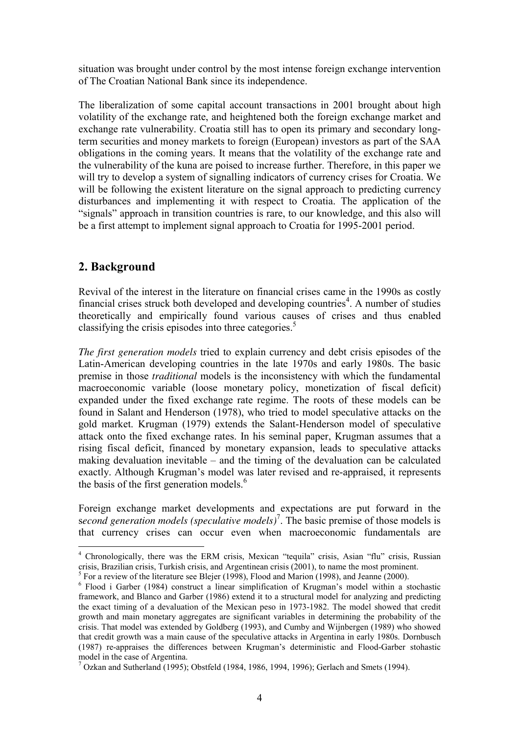situation was brought under control by the most intense foreign exchange intervention of The Croatian National Bank since its independence.

The liberalization of some capital account transactions in 2001 brought about high volatility of the exchange rate, and heightened both the foreign exchange market and exchange rate vulnerability. Croatia still has to open its primary and secondary long-term securities and money markets to foreign (European) investors as part of the SAA obligations in the coming years. It means that the volatility of the exchange rate and the vulnerability of the kuna are poised to increase further. Therefore, in this paper we will try to develop a system of signalling indicators of currency crises for Croatia. We will be following the existent literature on the signal approach to predicting currency disturbances and implementing it with respect to Croatia. The application of the "signals" approach in transition countries is rare, to our knowledge, and this also will be a first attempt to implement signal approach to Croatia for 1995-2001 period.

## 2. Background

Revival of the interest in the literature on financial crises came in the 1990s as costly financial crises struck both developed and developing countries[4]. A number of studies theoretically and empirically found various causes of crises and thus enabled classifying the crisis episodes into three categories.[5]

*The first generation models* tried to explain currency and debt crisis episodes of the Latin-American developing countries in the late 1970s and early 1980s. The basic premise in those *traditional* models is the inconsistency with which the fundamental macroeconomic variable (loose monetary policy, monetization of fiscal deficit) expanded under the fixed exchange rate regime. The roots of these models can be found in Salant and Henderson (1978), who tried to model speculative attacks on the gold market. Krugman (1979) extends the Salant-Henderson model of speculative attack onto the fixed exchange rates. In his seminal paper, Krugman assumes that a rising fiscal deficit, financed by monetary expansion, leads to speculative attacks making devaluation inevitable – and the timing of the devaluation can be calculated exactly. Although Krugman's model was later revised and re-appraised, it represents the basis of the first generation models.[6]

Foreign exchange market developments and expectations are put forward in the s*econd generation models (speculative models)*[7]. The basic premise of those models is that currency crises can occur even when macroeconomic fundamentals are

---

[4] Chronologically, there was the ERM crisis, Mexican "tequila" crisis, Asian "flu" crisis, Russian crisis, Brazilian crisis, Turkish crisis, and Argentinean crisis (2001), to name the most prominent.

[5] For a review of the literature see Blejer (1998), Flood and Marion (1998), and Jeanne (2000).

[6] Flood i Garber (1984) construct a linear simplification of Krugman's model within a stochastic framework, and Blanco and Garber (1986) extend it to a structural model for analyzing and predicting the exact timing of a devaluation of the Mexican peso in 1973-1982. The model showed that credit growth and main monetary aggregates are significant variables in determining the probability of the crisis. That model was extended by Goldberg (1993), and Cumby and Wijnbergen (1989) who showed that credit growth was a main cause of the speculative attacks in Argentina in early 1980s. Dornbusch (1987) re-appraises the differences between Krugman's deterministic and Flood-Garber stohastic model in the case of Argentina.

[7] Ozkan and Sutherland (1995); Obstfeld (1984, 1986, 1994, 1996); Gerlach and Smets (1994).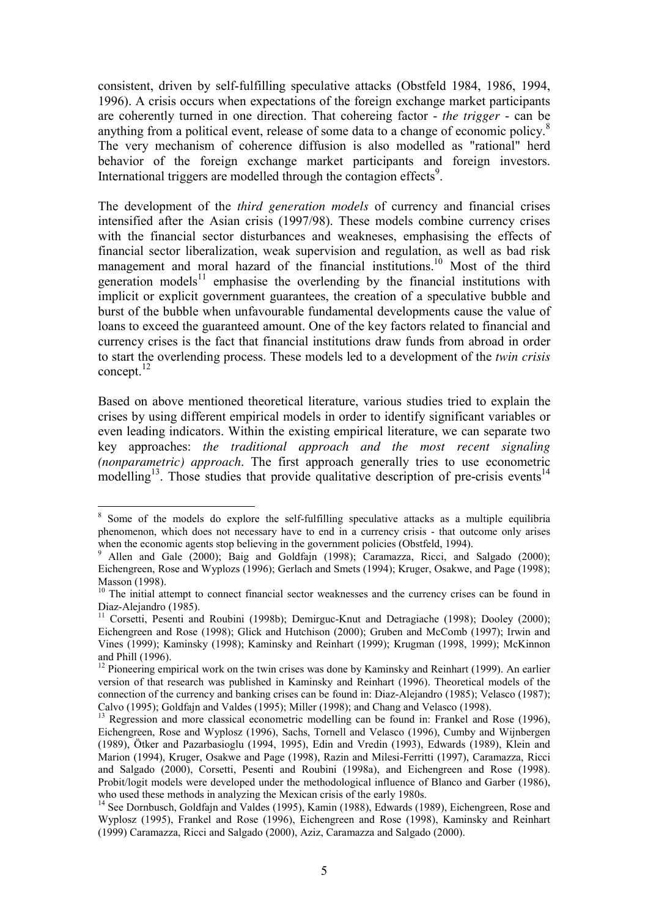consistent, driven by self-fulfilling speculative attacks (Obstfeld 1984, 1986, 1994, 1996). A crisis occurs when expectations of the foreign exchange market participants are coherently turned in one direction. That cohereing factor - *the trigger* - can be anything from a political event, release of some data to a change of economic policy.[8] The very mechanism of coherence diffusion is also modelled as "rational" herd behavior of the foreign exchange market participants and foreign investors. International triggers are modelled through the contagion effects[9].

The development of the *third generation models* of currency and financial crises intensified after the Asian crisis (1997/98). These models combine currency crises with the financial sector disturbances and weakneses, emphasising the effects of financial sector liberalization, weak supervision and regulation, as well as bad risk management and moral hazard of the financial institutions.[10] Most of the third generation models[11] emphasise the overlending by the financial institutions with implicit or explicit government guarantees, the creation of a speculative bubble and burst of the bubble when unfavourable fundamental developments cause the value of loans to exceed the guaranteed amount. One of the key factors related to financial and currency crises is the fact that financial institutions draw funds from abroad in order to start the overlending process. These models led to a development of the *twin crisis* concept.[12]

Based on above mentioned theoretical literature, various studies tried to explain the crises by using different empirical models in order to identify significant variables or even leading indicators. Within the existing empirical literature, we can separate two key approaches: *the traditional approach and the most recent signaling (nonparametric) approach*. The first approach generally tries to use econometric modelling[13]. Those studies that provide qualitative description of pre-crisis events[14]

---

[8] Some of the models do explore the self-fulfilling speculative attacks as a multiple equilibria phenomenon, which does not necessary have to end in a currency crisis - that outcome only arises when the economic agents stop believing in the government policies (Obstfeld, 1994).

[9] Allen and Gale (2000); Baig and Goldfajn (1998); Caramazza, Ricci, and Salgado (2000); Eichengreen, Rose and Wyplozs (1996); Gerlach and Smets (1994); Kruger, Osakwe, and Page (1998); Masson (1998).

[10] The initial attempt to connect financial sector weaknesses and the currency crises can be found in Diaz-Alejandro (1985).

[11] Corsetti, Pesenti and Roubini (1998b); Demirguc-Knut and Detragiache (1998); Dooley (2000); Eichengreen and Rose (1998); Glick and Hutchison (2000); Gruben and McComb (1997); Irwin and Vines (1999); Kaminsky (1998); Kaminsky and Reinhart (1999); Krugman (1998, 1999); McKinnon and Phill (1996).

[12] Pioneering empirical work on the twin crises was done by Kaminsky and Reinhart (1999). An earlier version of that research was published in Kaminsky and Reinhart (1996). Theoretical models of the connection of the currency and banking crises can be found in: Diaz-Alejandro (1985); Velasco (1987); Calvo (1995); Goldfajn and Valdes (1995); Miller (1998); and Chang and Velasco (1998).

[13] Regression and more classical econometric modelling can be found in: Frankel and Rose (1996), Eichengreen, Rose and Wyplosz (1996), Sachs, Tornell and Velasco (1996), Cumby and Wijnbergen (1989), Ötker and Pazarbasioglu (1994, 1995), Edin and Vredin (1993), Edwards (1989), Klein and Marion (1994), Kruger, Osakwe and Page (1998), Razin and Milesi-Ferritti (1997), Caramazza, Ricci and Salgado (2000), Corsetti, Pesenti and Roubini (1998a), and Eichengreen and Rose (1998). Probit/logit models were developed under the methodological influence of Blanco and Garber (1986), who used these methods in analyzing the Mexican crisis of the early 1980s.

[14] See Dornbusch, Goldfajn and Valdes (1995), Kamin (1988), Edwards (1989), Eichengreen, Rose and Wyplosz (1995), Frankel and Rose (1996), Eichengreen and Rose (1998), Kaminsky and Reinhart (1999) Caramazza, Ricci and Salgado (2000), Aziz, Caramazza and Salgado (2000).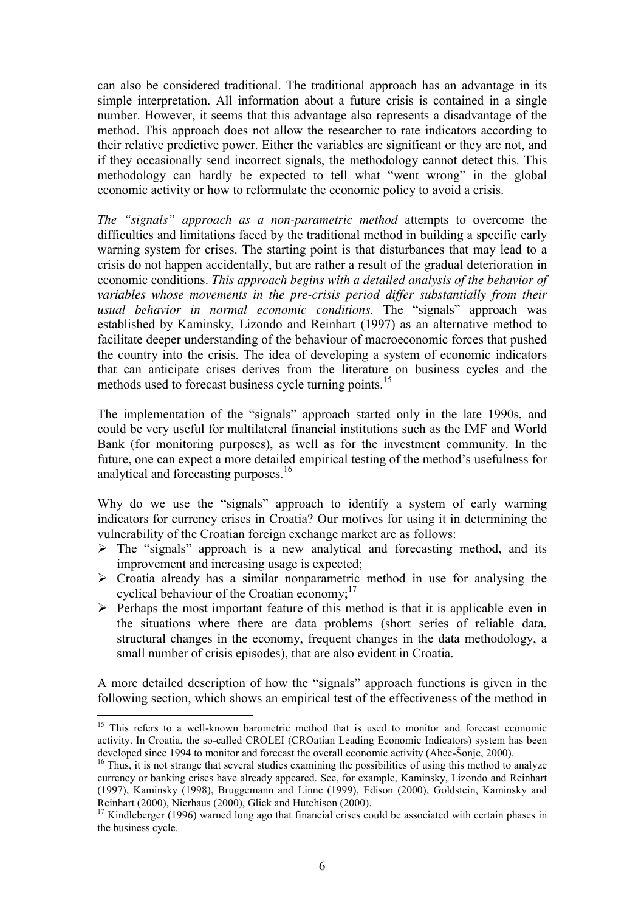can also be considered traditional. The traditional approach has an advantage in its simple interpretation. All information about a future crisis is contained in a single number. However, it seems that this advantage also represents a disadvantage of the method. This approach does not allow the researcher to rate indicators according to their relative predictive power. Either the variables are significant or they are not, and if they occasionally send incorrect signals, the methodology cannot detect this. This methodology can hardly be expected to tell what "went wrong" in the global economic activity or how to reformulate the economic policy to avoid a crisis.

*The "signals" approach as a non-parametric method* attempts to overcome the difficulties and limitations faced by the traditional method in building a specific early warning system for crises. The starting point is that disturbances that may lead to a crisis do not happen accidentally, but are rather a result of the gradual deterioration in economic conditions. *This approach begins with a detailed analysis of the behavior of variables whose movements in the pre-crisis period differ substantially from their usual behavior in normal economic conditions*. The "signals" approach was established by Kaminsky, Lizondo and Reinhart (1997) as an alternative method to facilitate deeper understanding of the behaviour of macroeconomic forces that pushed the country into the crisis. The idea of developing a system of economic indicators that can anticipate crises derives from the literature on business cycles and the methods used to forecast business cycle turning points.[15]

The implementation of the "signals" approach started only in the late 1990s, and could be very useful for multilateral financial institutions such as the IMF and World Bank (for monitoring purposes), as well as for the investment community. In the future, one can expect a more detailed empirical testing of the method's usefulness for analytical and forecasting purposes.[16]

Why do we use the "signals" approach to identify a system of early warning indicators for currency crises in Croatia? Our motives for using it in determining the vulnerability of the Croatian foreign exchange market are as follows:

- The "signals" approach is a new analytical and forecasting method, and its improvement and increasing usage is expected;
- Croatia already has a similar nonparametric method in use for analysing the cyclical behaviour of the Croatian economy;[17]
- Perhaps the most important feature of this method is that it is applicable even in the situations where there are data problems (short series of reliable data, structural changes in the economy, frequent changes in the data methodology, a small number of crisis episodes), that are also evident in Croatia.

A more detailed description of how the "signals" approach functions is given in the following section, which shows an empirical test of the effectiveness of the method in

---

[15] This refers to a well-known barometric method that is used to monitor and forecast economic activity. In Croatia, the so-called CROLEI (CROatian Leading Economic Indicators) system has been developed since 1994 to monitor and forecast the overall economic activity (Ahec-Šonje, 2000).

[16] Thus, it is not strange that several studies examining the possibilities of using this method to analyze currency or banking crises have already appeared. See, for example, Kaminsky, Lizondo and Reinhart (1997), Kaminsky (1998), Bruggemann and Linne (1999), Edison (2000), Goldstein, Kaminsky and Reinhart (2000), Nierhaus (2000), Glick and Hutchison (2000).

[17] Kindleberger (1996) warned long ago that financial crises could be associated with certain phases in the business cycle.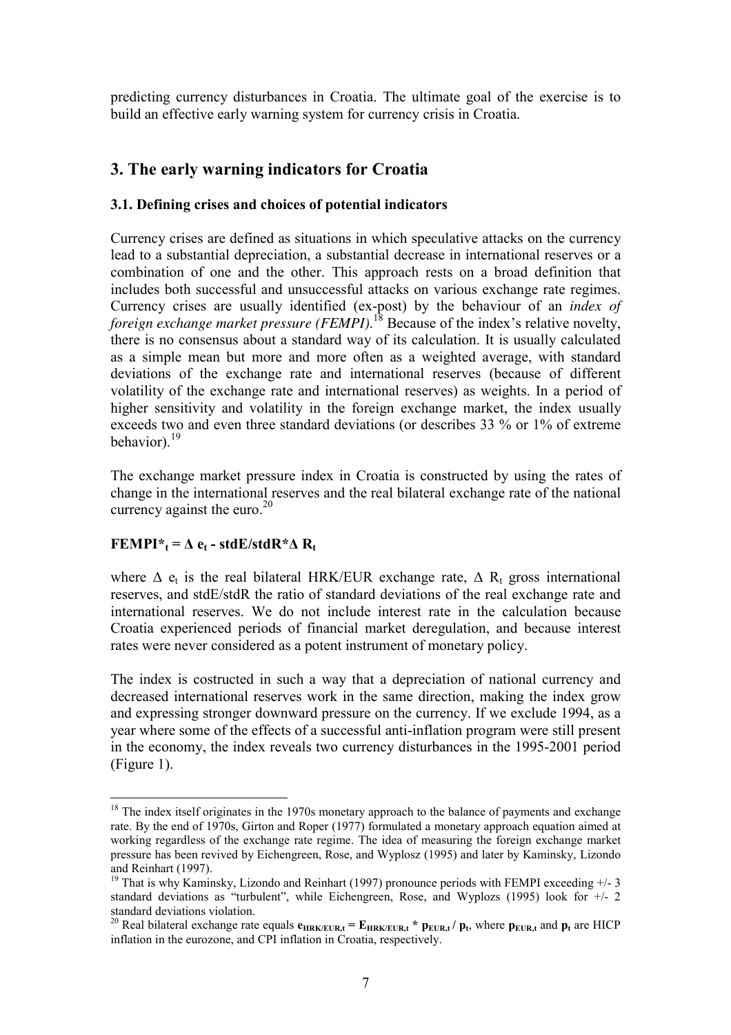predicting currency disturbances in Croatia. The ultimate goal of the exercise is to build an effective early warning system for currency crisis in Croatia.

## 3. The early warning indicators for Croatia

### 3.1. Defining crises and choices of potential indicators

Currency crises are defined as situations in which speculative attacks on the currency lead to a substantial depreciation, a substantial decrease in international reserves or a combination of one and the other. This approach rests on a broad definition that includes both successful and unsuccessful attacks on various exchange rate regimes. Currency crises are usually identified (ex-post) by the behaviour of an *index of foreign exchange market pressure (FEMPI)*.[18] Because of the index's relative novelty, there is no consensus about a standard way of its calculation. It is usually calculated as a simple mean but more and more often as a weighted average, with standard deviations of the exchange rate and international reserves (because of different volatility of the exchange rate and international reserves) as weights. In a period of higher sensitivity and volatility in the foreign exchange market, the index usually exceeds two and even three standard deviations (or describes 33 % or 1% of extreme behavior).[19]

The exchange market pressure index in Croatia is constructed by using the rates of change in the international reserves and the real bilateral exchange rate of the national currency against the euro.[20]

$$\mathbf{FEMPI^*_t = \Delta\, e_t - stdE/stdR^*\Delta\, R_t}$$

where $\Delta\, e_t$ is the real bilateral HRK/EUR exchange rate, $\Delta\, R_t$ gross international reserves, and stdE/stdR the ratio of standard deviations of the real exchange rate and international reserves. We do not include interest rate in the calculation because Croatia experienced periods of financial market deregulation, and because interest rates were never considered as a potent instrument of monetary policy.

The index is costructed in such a way that a depreciation of national currency and decreased international reserves work in the same direction, making the index grow and expressing stronger downward pressure on the currency. If we exclude 1994, as a year where some of the effects of a successful anti-inflation program were still present in the economy, the index reveals two currency disturbances in the 1995-2001 period (Figure 1).

---

[18] The index itself originates in the 1970s monetary approach to the balance of payments and exchange rate. By the end of 1970s, Girton and Roper (1977) formulated a monetary approach equation aimed at working regardless of the exchange rate regime. The idea of measuring the foreign exchange market pressure has been revived by Eichengreen, Rose, and Wyplosz (1995) and later by Kaminsky, Lizondo and Reinhart (1997).

[19] That is why Kaminsky, Lizondo and Reinhart (1997) pronounce periods with FEMPI exceeding +/- 3 standard deviations as "turbulent", while Eichengreen, Rose, and Wyplozs (1995) look for +/- 2 standard deviations violation.

[20] Real bilateral exchange rate equals $\mathbf{e_{HRK/EUR,t} = E_{HRK/EUR,t} * p_{EUR,t} / p_t}$, where $\mathbf{p_{EUR,t}}$ and $\mathbf{p_t}$ are HICP inflation in the eurozone, and CPI inflation in Croatia, respectively.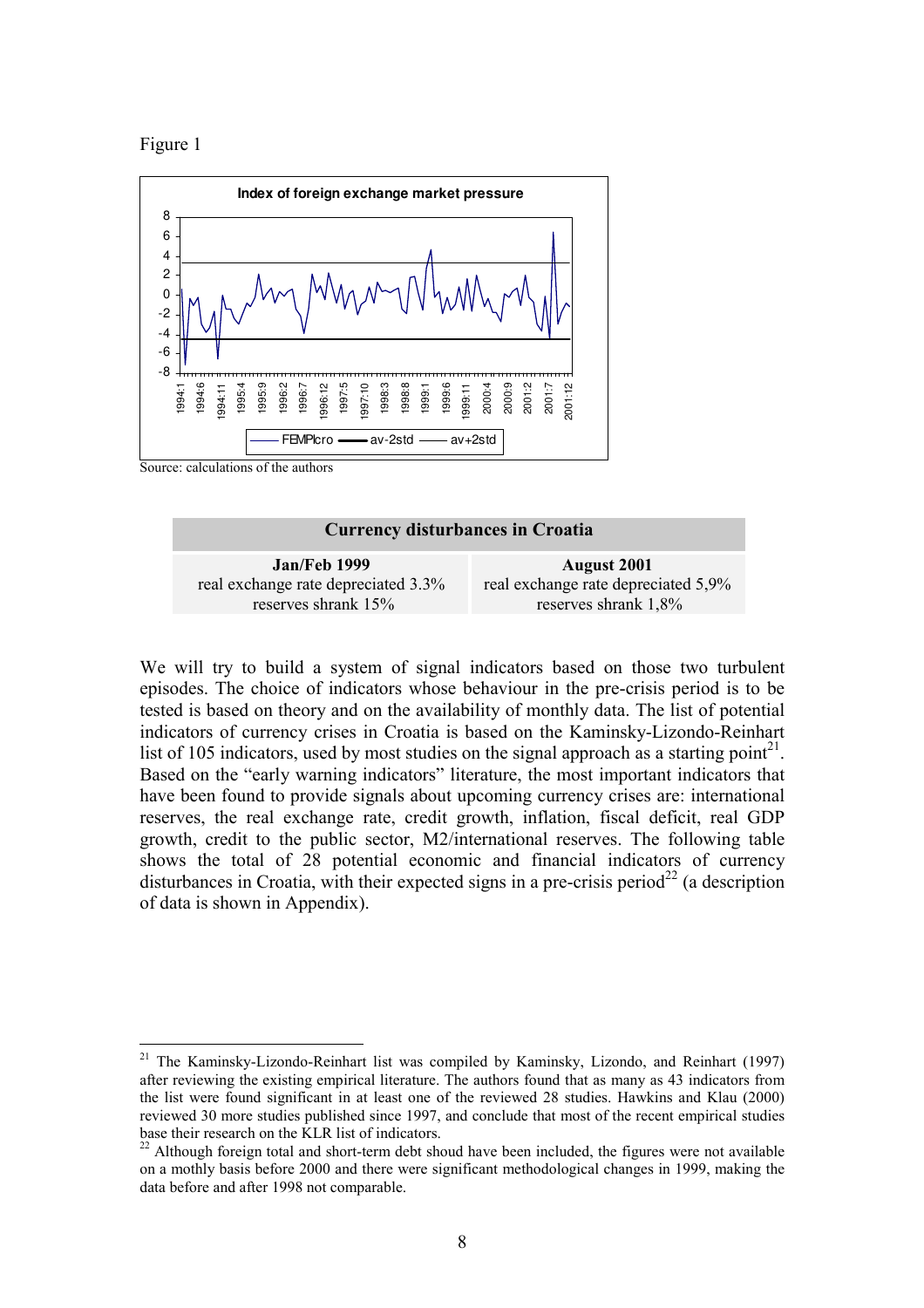Figure 1

Source: calculations of the authors

| Currency disturbances in Croatia | |
|---|---|
| **Jan/Feb 1999** | **August 2001** |
| real exchange rate depreciated 3.3% | real exchange rate depreciated 5,9% |
| reserves shrank 15% | reserves shrank 1,8% |

We will try to build a system of signal indicators based on those two turbulent episodes. The choice of indicators whose behaviour in the pre-crisis period is to be tested is based on theory and on the availability of monthly data. The list of potential indicators of currency crises in Croatia is based on the Kaminsky-Lizondo-Reinhart list of 105 indicators, used by most studies on the signal approach as a starting point[21]. Based on the "early warning indicators" literature, the most important indicators that have been found to provide signals about upcoming currency crises are: international reserves, the real exchange rate, credit growth, inflation, fiscal deficit, real GDP growth, credit to the public sector, M2/international reserves. The following table shows the total of 28 potential economic and financial indicators of currency disturbances in Croatia, with their expected signs in a pre-crisis period[22] (a description of data is shown in Appendix).

[21] The Kaminsky-Lizondo-Reinhart list was compiled by Kaminsky, Lizondo, and Reinhart (1997) after reviewing the existing empirical literature. The authors found that as many as 43 indicators from the list were found significant in at least one of the reviewed 28 studies. Hawkins and Klau (2000) reviewed 30 more studies published since 1997, and conclude that most of the recent empirical studies base their research on the KLR list of indicators.

[22] Although foreign total and short-term debt shoud have been included, the figures were not available on a mothly basis before 2000 and there were significant methodological changes in 1999, making the data before and after 1998 not comparable.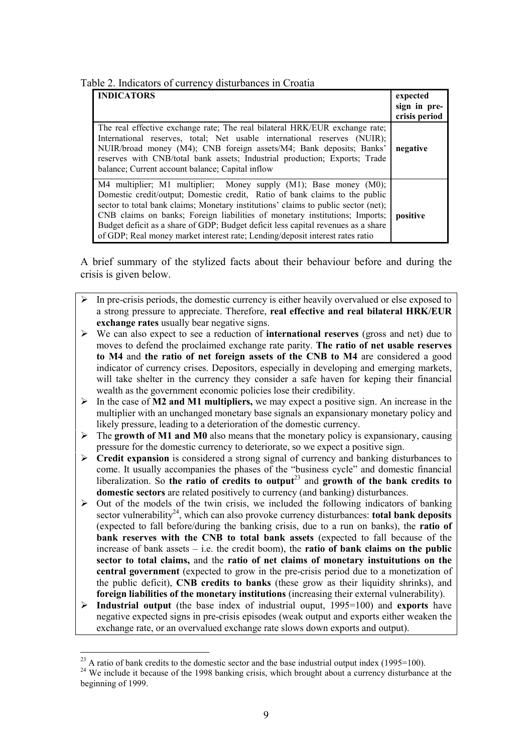Table 2. Indicators of currency disturbances in Croatia

| INDICATORS | expected sign in pre-crisis period |
|---|---|
| The real effective exchange rate; The real bilateral HRK/EUR exchange rate; International reserves, total; Net usable international reserves (NUIR); NUIR/broad money (M4); CNB foreign assets/M4; Bank deposits; Banks' reserves with CNB/total bank assets; Industrial production; Exports; Trade balance; Current account balance; Capital inflow | negative |
| M4 multiplier; M1 multiplier; Money supply (M1); Base money (M0); Domestic credit/output; Domestic credit, Ratio of bank claims to the public sector to total bank claims; Monetary institutions' claims to public sector (net); CNB claims on banks; Foreign liabilities of monetary institutions; Imports; Budget deficit as a share of GDP; Budget deficit less capital revenues as a share of GDP; Real money market interest rate; Lending/deposit interest rates ratio | positive |

A brief summary of the stylized facts about their behaviour before and during the crisis is given below.

- In pre-crisis periods, the domestic currency is either heavily overvalued or else exposed to a strong pressure to appreciate. Therefore, **real effective and real bilateral HRK/EUR exchange rates** usually bear negative signs.
- We can also expect to see a reduction of **international reserves** (gross and net) due to moves to defend the proclaimed exchange rate parity. **The ratio of net usable reserves to M4** and **the ratio of net foreign assets of the CNB to M4** are considered a good indicator of currency crises. Depositors, especially in developing and emerging markets, will take shelter in the currency they consider a safe haven for keping their financial wealth as the government economic policies lose their credibility.
- In the case of **M2 and M1 multipliers,** we may expect a positive sign. An increase in the multiplier with an unchanged monetary base signals an expansionary monetary policy and likely pressure, leading to a deterioration of the domestic currency.
- The **growth of M1 and M0** also means that the monetary policy is expansionary, causing pressure for the domestic currency to deteriorate, so we expect a positive sign.
- **Credit expansion** is considered a strong signal of currency and banking disturbances to come. It usually accompanies the phases of the "business cycle" and domestic financial liberalization. So **the ratio of credits to output**[23] and **growth of the bank credits to domestic sectors** are related positively to currency (and banking) disturbances.
- Out of the models of the twin crisis, we included the following indicators of banking sector vulnerability[24], which can also provoke currency disturbances: **total bank deposits** (expected to fall before/during the banking crisis, due to a run on banks), the **ratio of bank reserves with the CNB to total bank assets** (expected to fall because of the increase of bank assets – i.e. the credit boom), the **ratio of bank claims on the public sector to total claims,** and the **ratio of net claims of monetary instuitutions on the central government** (expected to grow in the pre-crisis period due to a monetization of the public deficit), **CNB credits to banks** (these grow as their liquidity shrinks), and **foreign liabilities of the monetary institutions** (increasing their external vulnerability).
- **Industrial output** (the base index of industrial ouput, 1995=100) and **exports** have negative expected signs in pre-crisis episodes (weak output and exports either weaken the exchange rate, or an overvalued exchange rate slows down exports and output).

[23] A ratio of bank credits to the domestic sector and the base industrial output index (1995=100).

[24] We include it because of the 1998 banking crisis, which brought about a currency disturbance at the beginning of 1999.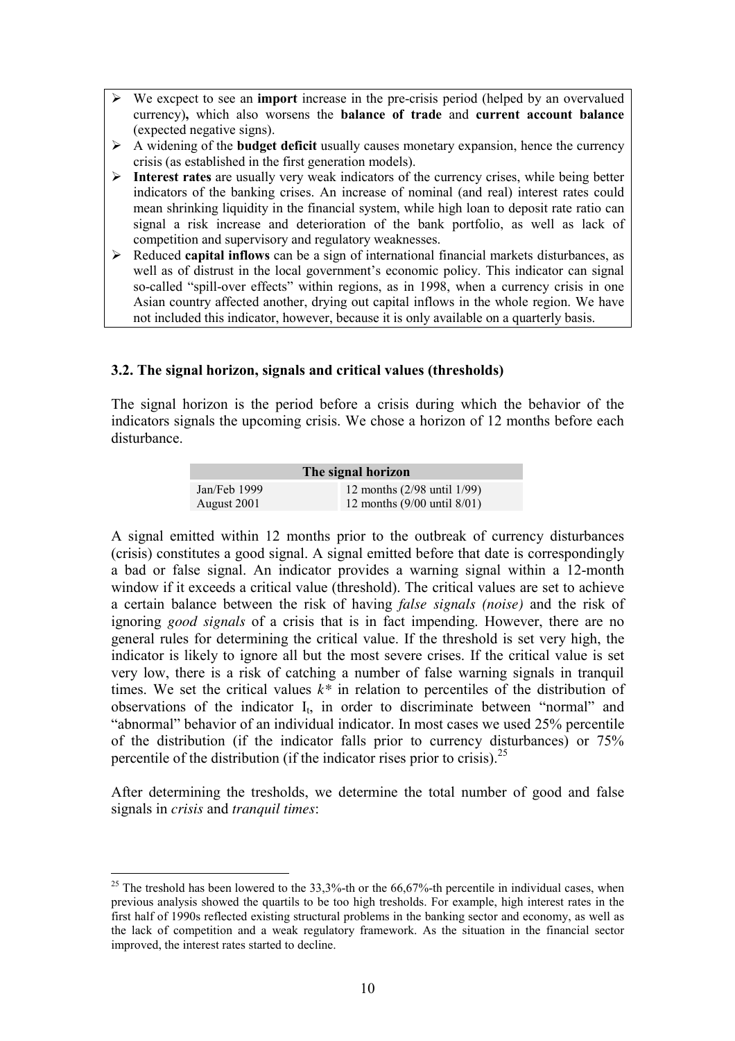- We excpect to see an **import** increase in the pre-crisis period (helped by an overvalued currency)**,** which also worsens the **balance of trade** and **current account balance** (expected negative signs).
- A widening of the **budget deficit** usually causes monetary expansion, hence the currency crisis (as established in the first generation models).
- **Interest rates** are usually very weak indicators of the currency crises, while being better indicators of the banking crises. An increase of nominal (and real) interest rates could mean shrinking liquidity in the financial system, while high loan to deposit rate ratio can signal a risk increase and deterioration of the bank portfolio, as well as lack of competition and supervisory and regulatory weaknesses.
- Reduced **capital inflows** can be a sign of international financial markets disturbances, as well as of distrust in the local government's economic policy. This indicator can signal so-called "spill-over effects" within regions, as in 1998, when a currency crisis in one Asian country affected another, drying out capital inflows in the whole region. We have not included this indicator, however, because it is only available on a quarterly basis.

### 3.2. The signal horizon, signals and critical values (thresholds)

The signal horizon is the period before a crisis during which the behavior of the indicators signals the upcoming crisis. We chose a horizon of 12 months before each disturbance.

| The signal horizon | |
|---|---|
| Jan/Feb 1999 | 12 months (2/98 until 1/99) |
| August 2001 | 12 months (9/00 until 8/01) |

A signal emitted within 12 months prior to the outbreak of currency disturbances (crisis) constitutes a good signal. A signal emitted before that date is correspondingly a bad or false signal. An indicator provides a warning signal within a 12-month window if it exceeds a critical value (threshold). The critical values are set to achieve a certain balance between the risk of having *false signals (noise)* and the risk of ignoring *good signals* of a crisis that is in fact impending. However, there are no general rules for determining the critical value. If the threshold is set very high, the indicator is likely to ignore all but the most severe crises. If the critical value is set very low, there is a risk of catching a number of false warning signals in tranquil times. We set the critical values $k^*$ in relation to percentiles of the distribution of observations of the indicator $I_t$, in order to discriminate between "normal" and "abnormal" behavior of an individual indicator. In most cases we used 25% percentile of the distribution (if the indicator falls prior to currency disturbances) or 75% percentile of the distribution (if the indicator rises prior to crisis).[25]

After determining the tresholds, we determine the total number of good and false signals in *crisis* and *tranquil times*:

[25] The treshold has been lowered to the 33,3%-th or the 66,67%-th percentile in individual cases, when previous analysis showed the quartils to be too high tresholds. For example, high interest rates in the first half of 1990s reflected existing structural problems in the banking sector and economy, as well as the lack of competition and a weak regulatory framework. As the situation in the financial sector improved, the interest rates started to decline.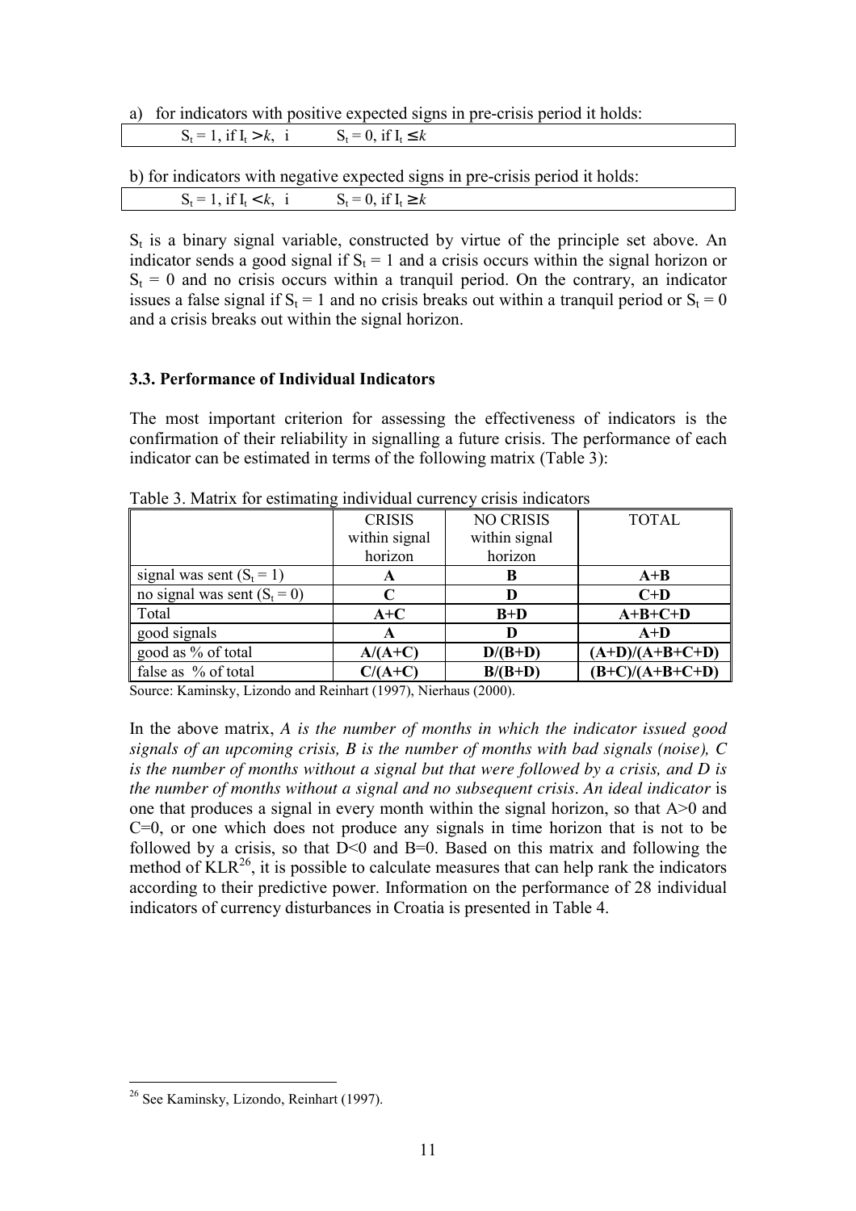a) for indicators with positive expected signs in pre-crisis period it holds:

$S_t = 1$, if $I_t > k$, i $\quad S_t = 0$, if $I_t \leq k$

b) for indicators with negative expected signs in pre-crisis period it holds:

$S_t = 1$, if $I_t < k$, i $\quad S_t = 0$, if $I_t \geq k$

$S_t$ is a binary signal variable, constructed by virtue of the principle set above. An indicator sends a good signal if $S_t = 1$ and a crisis occurs within the signal horizon or $S_t = 0$ and no crisis occurs within a tranquil period. On the contrary, an indicator issues a false signal if $S_t = 1$ and no crisis breaks out within a tranquil period or $S_t = 0$ and a crisis breaks out within the signal horizon.

### 3.3. Performance of Individual Indicators

The most important criterion for assessing the effectiveness of indicators is the confirmation of their reliability in signalling a future crisis. The performance of each indicator can be estimated in terms of the following matrix (Table 3):

Table 3. Matrix for estimating individual currency crisis indicators

| | CRISIS within signal horizon | NO CRISIS within signal horizon | TOTAL |
|---|---|---|---|
| signal was sent ($S_t = 1$) | **A** | **B** | **A+B** |
| no signal was sent ($S_t = 0$) | **C** | **D** | **C+D** |
| Total | **A+C** | **B+D** | **A+B+C+D** |
| good signals | **A** | **D** | **A+D** |
| good as % of total | **A/(A+C)** | **D/(B+D)** | **(A+D)/(A+B+C+D)** |
| false as % of total | **C/(A+C)** | **B/(B+D)** | **(B+C)/(A+B+C+D)** |

Source: Kaminsky, Lizondo and Reinhart (1997), Nierhaus (2000).

In the above matrix, *A is the number of months in which the indicator issued good signals of an upcoming crisis, B is the number of months with bad signals (noise), C is the number of months without a signal but that were followed by a crisis, and D is the number of months without a signal and no subsequent crisis*. *An ideal indicator* is one that produces a signal in every month within the signal horizon, so that A>0 and C=0, or one which does not produce any signals in time horizon that is not to be followed by a crisis, so that D<0 and B=0. Based on this matrix and following the method of KLR[26], it is possible to calculate measures that can help rank the indicators according to their predictive power. Information on the performance of 28 individual indicators of currency disturbances in Croatia is presented in Table 4.

[26] See Kaminsky, Lizondo, Reinhart (1997).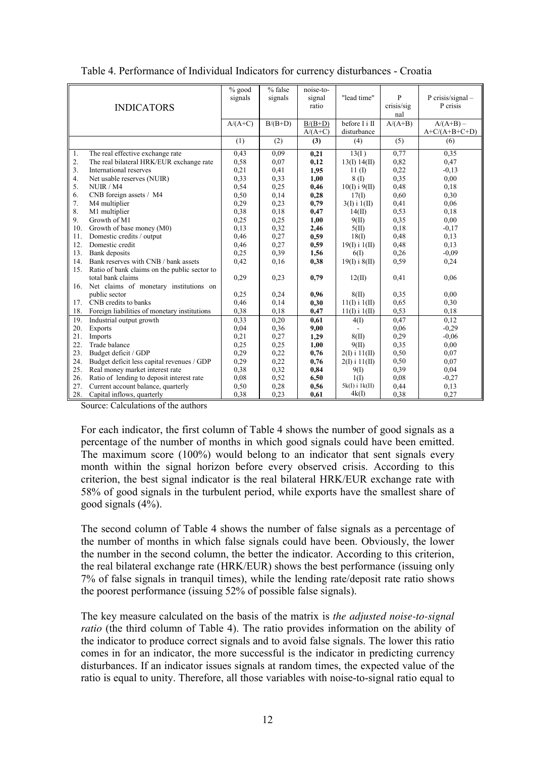Table 4. Performance of Individual Indicators for currency disturbances - Croatia

| INDICATORS | % good signals | % false signals | noise-to-signal ratio | "lead time" | P crisis/signal | P crisis/signal – P crisis |
|---|---|---|---|---|---|---|
| | A/(A+C) | B/(B+D) | B/(B+D) A/(A+C) | before I i II disturbance | A/(A+B) | A/(A+B) – A+C/(A+B+C+D) |
| | (1) | (2) | **(3)** | (4) | (5) | (6) |
| 1. The real effective exchange rate | 0,43 | 0,09 | **0,21** | 13(I ) | 0,77 | 0,35 |
| 2. The real bilateral HRK/EUR exchange rate | 0,58 | 0,07 | **0,12** | 13(I) 14(II) | 0,82 | 0,47 |
| 3. International reserves | 0,21 | 0,41 | **1,95** | 11 (I) | 0,22 | -0,13 |
| 4. Net usable reserves (NUIR) | 0,33 | 0,33 | **1,00** | 8 (I) | 0,35 | 0,00 |
| 5. NUIR / M4 | 0,54 | 0,25 | **0,46** | 10(I) i 9(II) | 0,48 | 0,18 |
| 6. CNB foreign assets / M4 | 0,50 | 0,14 | **0,28** | 17(I) | 0,60 | 0,30 |
| 7. M4 multiplier | 0,29 | 0,23 | **0,79** | 3(I) i 1(II) | 0,41 | 0,06 |
| 8. M1 multiplier | 0,38 | 0,18 | **0,47** | 14(II) | 0,53 | 0,18 |
| 9. Growth of M1 | 0,25 | 0,25 | **1,00** | 9(II) | 0,35 | 0,00 |
| 10. Growth of base money (M0) | 0,13 | 0,32 | **2,46** | 5(II) | 0,18 | -0,17 |
| 11. Domestic credits / output | 0,46 | 0,27 | **0,59** | 18(I) | 0,48 | 0,13 |
| 12. Domestic credit | 0,46 | 0,27 | **0,59** | 19(I) i 1(II) | 0,48 | 0,13 |
| 13. Bank deposits | 0,25 | 0,39 | **1,56** | 6(I) | 0,26 | -0,09 |
| 14. Bank reserves with CNB / bank assets | 0,42 | 0,16 | **0,38** | 19(I) i 8(II) | 0,59 | 0,24 |
| 15. Ratio of bank claims on the public sector to total bank claims | 0,29 | 0,23 | **0,79** | 12(II) | 0,41 | 0,06 |
| 16. Net claims of monetary institutions on public sector | 0,25 | 0,24 | **0,96** | 8(II) | 0,35 | 0,00 |
| 17. CNB credits to banks | 0,46 | 0,14 | **0,30** | 11(I) i 1(II) | 0,65 | 0,30 |
| 18. Foreign liabilities of monetary institutions | 0,38 | 0,18 | **0,47** | 11(I) i 1(II) | 0,53 | 0,18 |
| 19. Industrial output growth | 0,33 | 0,20 | **0,61** | 4(I) | 0,47 | 0,12 |
| 20. Exports | 0,04 | 0,36 | **9,00** | - | 0,06 | -0,29 |
| 21. Imports | 0,21 | 0,27 | **1,29** | 8(II) | 0,29 | -0,06 |
| 22. Trade balance | 0,25 | 0,25 | **1,00** | 9(II) | 0,35 | 0,00 |
| 23. Budget deficit / GDP | 0,29 | 0,22 | **0,76** | 2(I) i 11(II) | 0,50 | 0,07 |
| 24. Budget deficit less capital revenues / GDP | 0,29 | 0,22 | **0,76** | 2(I) i 11(II) | 0,50 | 0,07 |
| 25. Real money market interest rate | 0,38 | 0,32 | **0,84** | 9(I) | 0,39 | 0,04 |
| 26. Ratio of lending to deposit interest rate | 0,08 | 0,52 | **6,50** | 1(I) | 0,08 | -0,27 |
| 27. Current account balance, quarterly | 0,50 | 0,28 | **0,56** | 5k(I) i 1k(II) | 0,44 | 0,13 |
| 28. Capital inflows, quarterly | 0,38 | 0,23 | **0,61** | 4k(I) | 0,38 | 0,27 |

Source: Calculations of the authors

For each indicator, the first column of Table 4 shows the number of good signals as a percentage of the number of months in which good signals could have been emitted. The maximum score (100%) would belong to an indicator that sent signals every month within the signal horizon before every observed crisis. According to this criterion, the best signal indicator is the real bilateral HRK/EUR exchange rate with 58% of good signals in the turbulent period, while exports have the smallest share of good signals (4%).

The second column of Table 4 shows the number of false signals as a percentage of the number of months in which false signals could have been. Obviously, the lower the number in the second column, the better the indicator. According to this criterion, the real bilateral exchange rate (HRK/EUR) shows the best performance (issuing only 7% of false signals in tranquil times), while the lending rate/deposit rate ratio shows the poorest performance (issuing 52% of possible false signals).

The key measure calculated on the basis of the matrix is *the adjusted noise-to-signal ratio* (the third column of Table 4). The ratio provides information on the ability of the indicator to produce correct signals and to avoid false signals. The lower this ratio comes in for an indicator, the more successful is the indicator in predicting currency disturbances. If an indicator issues signals at random times, the expected value of the ratio is equal to unity. Therefore, all those variables with noise-to-signal ratio equal to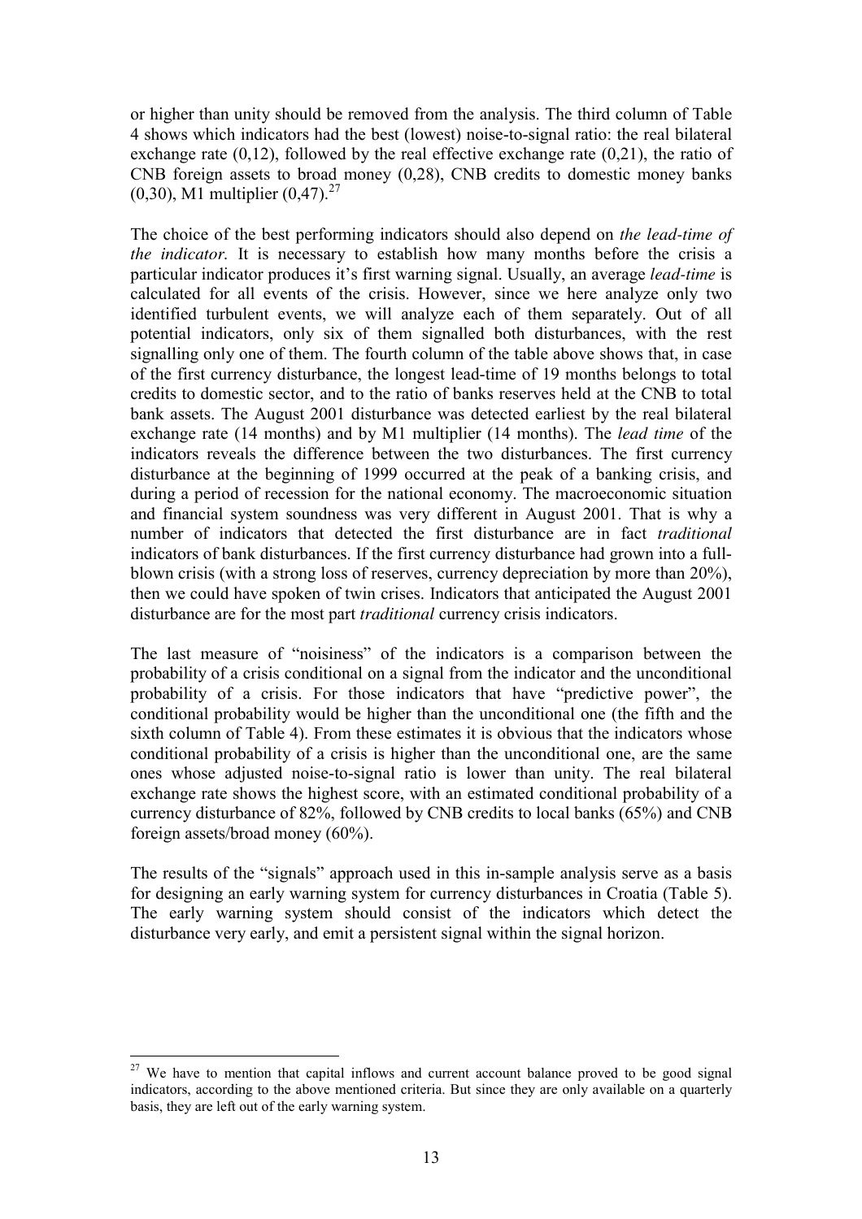or higher than unity should be removed from the analysis. The third column of Table 4 shows which indicators had the best (lowest) noise-to-signal ratio: the real bilateral exchange rate (0,12), followed by the real effective exchange rate (0,21), the ratio of CNB foreign assets to broad money (0,28), CNB credits to domestic money banks (0,30), M1 multiplier (0,47).[27]

The choice of the best performing indicators should also depend on *the lead-time of the indicator*. It is necessary to establish how many months before the crisis a particular indicator produces it's first warning signal. Usually, an average *lead-time* is calculated for all events of the crisis. However, since we here analyze only two identified turbulent events, we will analyze each of them separately. Out of all potential indicators, only six of them signalled both disturbances, with the rest signalling only one of them. The fourth column of the table above shows that, in case of the first currency disturbance, the longest lead-time of 19 months belongs to total credits to domestic sector, and to the ratio of banks reserves held at the CNB to total bank assets. The August 2001 disturbance was detected earliest by the real bilateral exchange rate (14 months) and by M1 multiplier (14 months). The *lead time* of the indicators reveals the difference between the two disturbances. The first currency disturbance at the beginning of 1999 occurred at the peak of a banking crisis, and during a period of recession for the national economy. The macroeconomic situation and financial system soundness was very different in August 2001. That is why a number of indicators that detected the first disturbance are in fact *traditional* indicators of bank disturbances. If the first currency disturbance had grown into a full-blown crisis (with a strong loss of reserves, currency depreciation by more than 20%), then we could have spoken of twin crises. Indicators that anticipated the August 2001 disturbance are for the most part *traditional* currency crisis indicators.

The last measure of "noisiness" of the indicators is a comparison between the probability of a crisis conditional on a signal from the indicator and the unconditional probability of a crisis. For those indicators that have "predictive power", the conditional probability would be higher than the unconditional one (the fifth and the sixth column of Table 4). From these estimates it is obvious that the indicators whose conditional probability of a crisis is higher than the unconditional one, are the same ones whose adjusted noise-to-signal ratio is lower than unity. The real bilateral exchange rate shows the highest score, with an estimated conditional probability of a currency disturbance of 82%, followed by CNB credits to local banks (65%) and CNB foreign assets/broad money (60%).

The results of the "signals" approach used in this in-sample analysis serve as a basis for designing an early warning system for currency disturbances in Croatia (Table 5). The early warning system should consist of the indicators which detect the disturbance very early, and emit a persistent signal within the signal horizon.

---

[27] We have to mention that capital inflows and current account balance proved to be good signal indicators, according to the above mentioned criteria. But since they are only available on a quarterly basis, they are left out of the early warning system.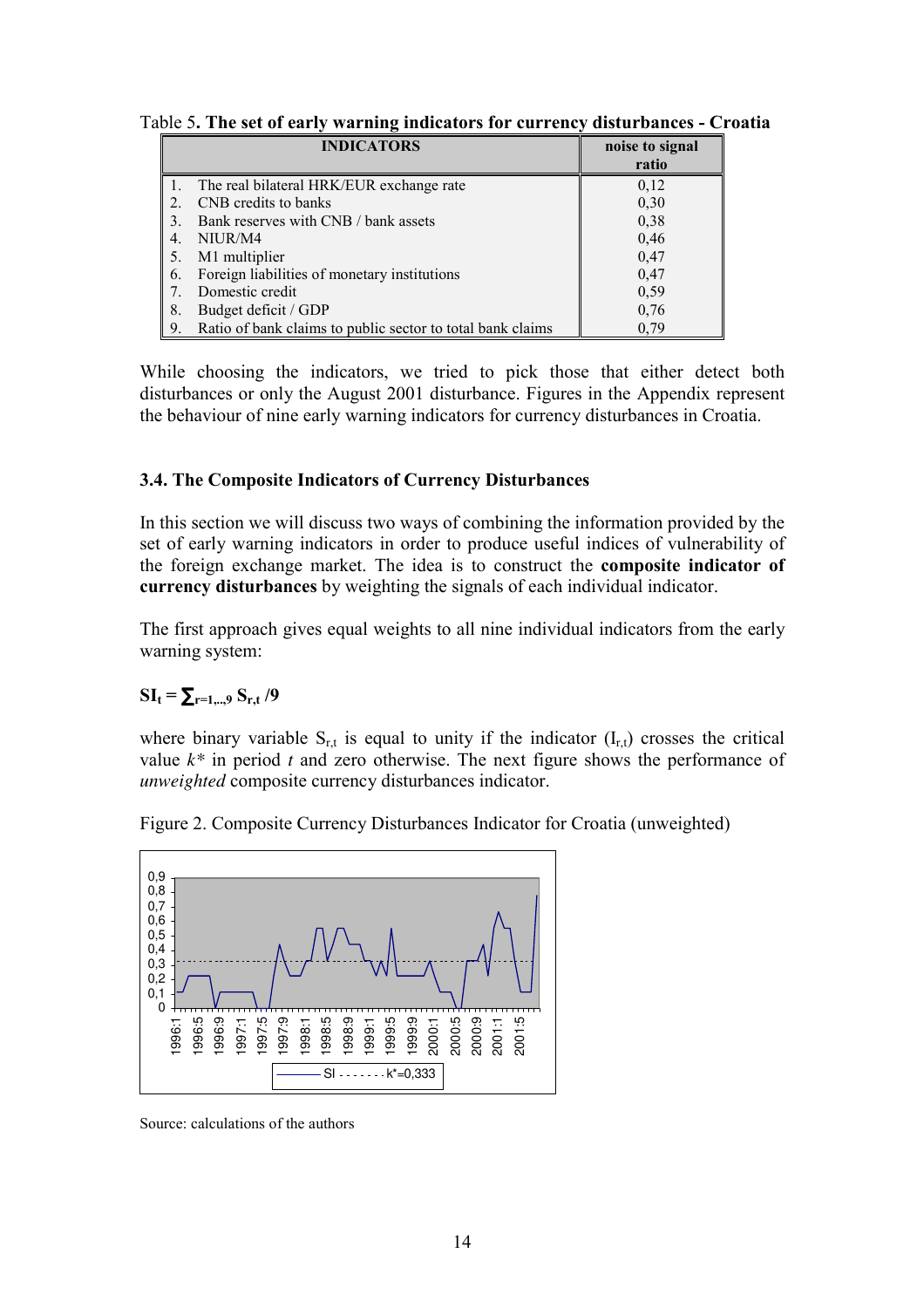Table 5. **The set of early warning indicators for currency disturbances - Croatia**

| INDICATORS | noise to signal ratio |
|---|---|
| 1. The real bilateral HRK/EUR exchange rate | 0,12 |
| 2. CNB credits to banks | 0,30 |
| 3. Bank reserves with CNB / bank assets | 0,38 |
| 4. NIUR/M4 | 0,46 |
| 5. M1 multiplier | 0,47 |
| 6. Foreign liabilities of monetary institutions | 0,47 |
| 7. Domestic credit | 0,59 |
| 8. Budget deficit / GDP | 0,76 |
| 9. Ratio of bank claims to public sector to total bank claims | 0,79 |

While choosing the indicators, we tried to pick those that either detect both disturbances or only the August 2001 disturbance. Figures in the Appendix represent the behaviour of nine early warning indicators for currency disturbances in Croatia.

### 3.4. The Composite Indicators of Currency Disturbances

In this section we will discuss two ways of combining the information provided by the set of early warning indicators in order to produce useful indices of vulnerability of the foreign exchange market. The idea is to construct the **composite indicator of currency disturbances** by weighting the signals of each individual indicator.

The first approach gives equal weights to all nine individual indicators from the early warning system:

$$SI_t = \sum_{r=1,..,9} S_{r,t} / 9$$

where binary variable $S_{r,t}$ is equal to unity if the indicator ($I_{r,t}$) crosses the critical value $k^*$ in period $t$ and zero otherwise. The next figure shows the performance of *unweighted* composite currency disturbances indicator.

Figure 2. Composite Currency Disturbances Indicator for Croatia (unweighted)

Source: calculations of the authors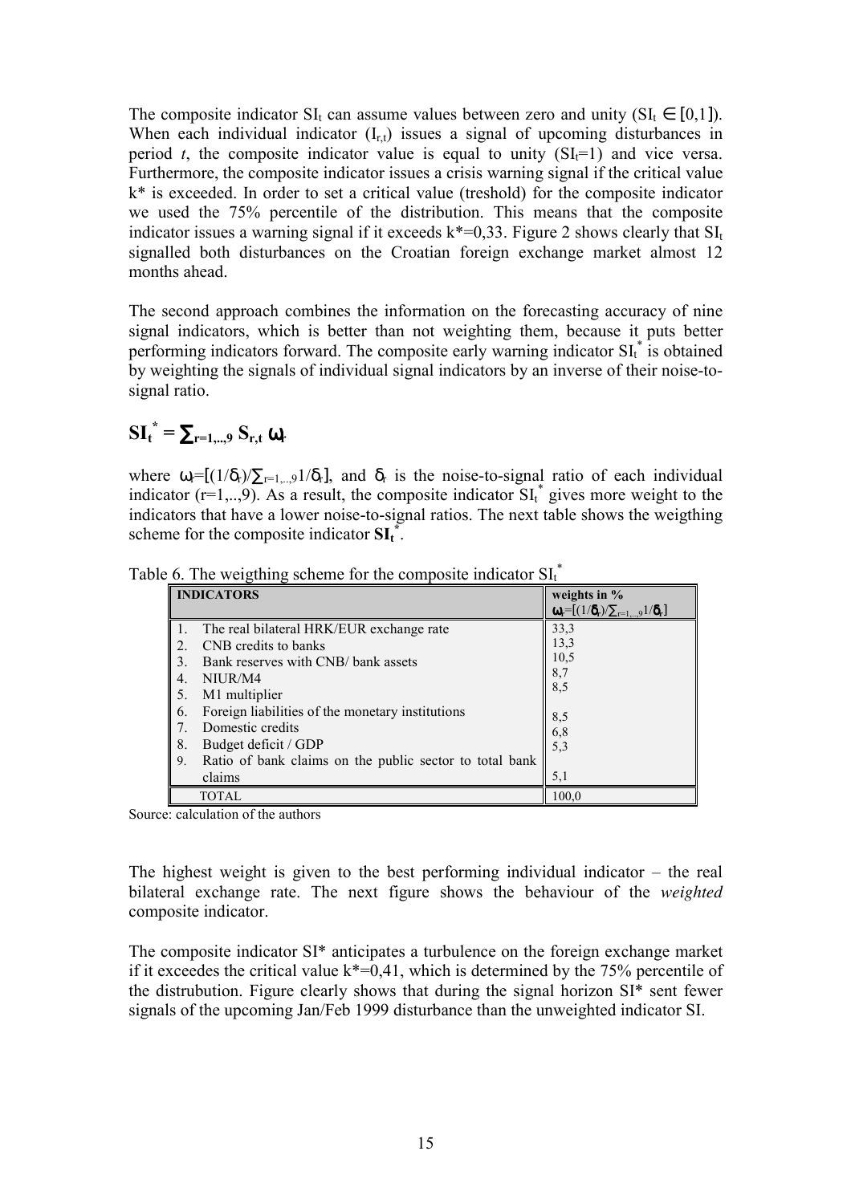The composite indicator $SI_t$ can assume values between zero and unity ($SI_t \in [0,1]$). When each individual indicator ($I_{r,t}$) issues a signal of upcoming disturbances in period *t*, the composite indicator value is equal to unity ($SI_t=1$) and vice versa. Furthermore, the composite indicator issues a crisis warning signal if the critical value k* is exceeded. In order to set a critical value (treshold) for the composite indicator we used the 75% percentile of the distribution. This means that the composite indicator issues a warning signal if it exceeds k*=0,33. Figure 2 shows clearly that $SI_t$ signalled both disturbances on the Croatian foreign exchange market almost 12 months ahead.

The second approach combines the information on the forecasting accuracy of nine signal indicators, which is better than not weighting them, because it puts better performing indicators forward. The composite early warning indicator $SI_t^*$ is obtained by weighting the signals of individual signal indicators by an inverse of their noise-to-signal ratio.

$$\mathbf{SI_t^* = \sum_{r=1,..,9} S_{r,t}\ \omega_r}$$

where $\omega_r=[(1/\delta_r)/\sum_{r=1,..,9}1/\delta_r]$, and $\delta_r$ is the noise-to-signal ratio of each individual indicator (r=1,..,9). As a result, the composite indicator $SI_t^*$ gives more weight to the indicators that have a lower noise-to-signal ratios. The next table shows the weigthing scheme for the composite indicator $\mathbf{SI_t^*}$.

Table 6. The weigthing scheme for the composite indicator $SI_t^*$

| **INDICATORS** | **weights in %** $\omega_r=[(1/\delta_r)/\sum_{r=1,..,9}1/\delta_r]$ |
|---|---|
| 1. The real bilateral HRK/EUR exchange rate | 33,3 |
| 2. CNB credits to banks | 13,3 |
| 3. Bank reserves with CNB/ bank assets | 10,5 |
| 4. NIUR/M4 | 8,7 |
| 5. M1 multiplier | 8,5 |
| 6. Foreign liabilities of the monetary institutions | 8,5 |
| 7. Domestic credits | 6,8 |
| 8. Budget deficit / GDP | 5,3 |
| 9. Ratio of bank claims on the public sector to total bank claims | 5,1 |
| TOTAL | 100,0 |

Source: calculation of the authors

The highest weight is given to the best performing individual indicator – the real bilateral exchange rate. The next figure shows the behaviour of the *weighted* composite indicator.

The composite indicator SI* anticipates a turbulence on the foreign exchange market if it exceedes the critical value k*=0,41, which is determined by the 75% percentile of the distrubution. Figure clearly shows that during the signal horizon SI* sent fewer signals of the upcoming Jan/Feb 1999 disturbance than the unweighted indicator SI.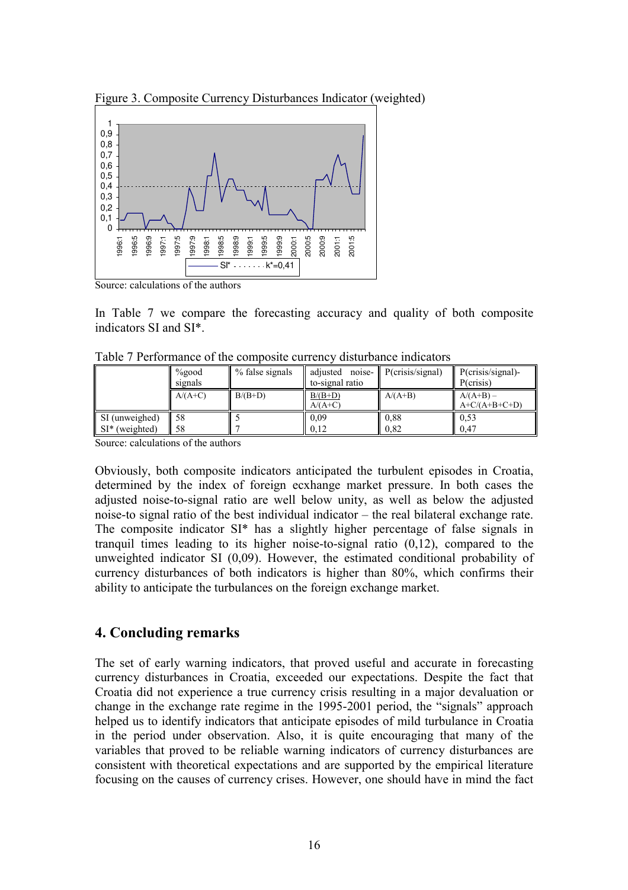Figure 3. Composite Currency Disturbances Indicator (weighted)

Source: calculations of the authors

In Table 7 we compare the forecasting accuracy and quality of both composite indicators SI and SI*.

Table 7 Performance of the composite currency disturbance indicators

| | %good signals | % false signals | adjusted noise-to-signal ratio | P(crisis/signal) | P(crisis/signal)-P(crisis) |
|---|---|---|---|---|---|
| | A/(A+C) | B/(B+D) | B/(B+D) / A/(A+C) | A/(A+B) | A/(A+B) – A+C/(A+B+C+D) |
| SI (unweighed) | 58 | 5 | 0,09 | 0,88 | 0,53 |
| SI* (weighted) | 58 | 7 | 0,12 | 0,82 | 0,47 |

Source: calculations of the authors

Obviously, both composite indicators anticipated the turbulent episodes in Croatia, determined by the index of foreign ecxhange market pressure. In both cases the adjusted noise-to-signal ratio are well below unity, as well as below the adjusted noise-to signal ratio of the best individual indicator – the real bilateral exchange rate. The composite indicator SI* has a slightly higher percentage of false signals in tranquil times leading to its higher noise-to-signal ratio (0,12), compared to the unweighted indicator SI (0,09). However, the estimated conditional probability of currency disturbances of both indicators is higher than 80%, which confirms their ability to anticipate the turbulances on the foreign exchange market.

## 4. Concluding remarks

The set of early warning indicators, that proved useful and accurate in forecasting currency disturbances in Croatia, exceeded our expectations. Despite the fact that Croatia did not experience a true currency crisis resulting in a major devaluation or change in the exchange rate regime in the 1995-2001 period, the "signals" approach helped us to identify indicators that anticipate episodes of mild turbulance in Croatia in the period under observation. Also, it is quite encouraging that many of the variables that proved to be reliable warning indicators of currency disturbances are consistent with theoretical expectations and are supported by the empirical literature focusing on the causes of currency crises. However, one should have in mind the fact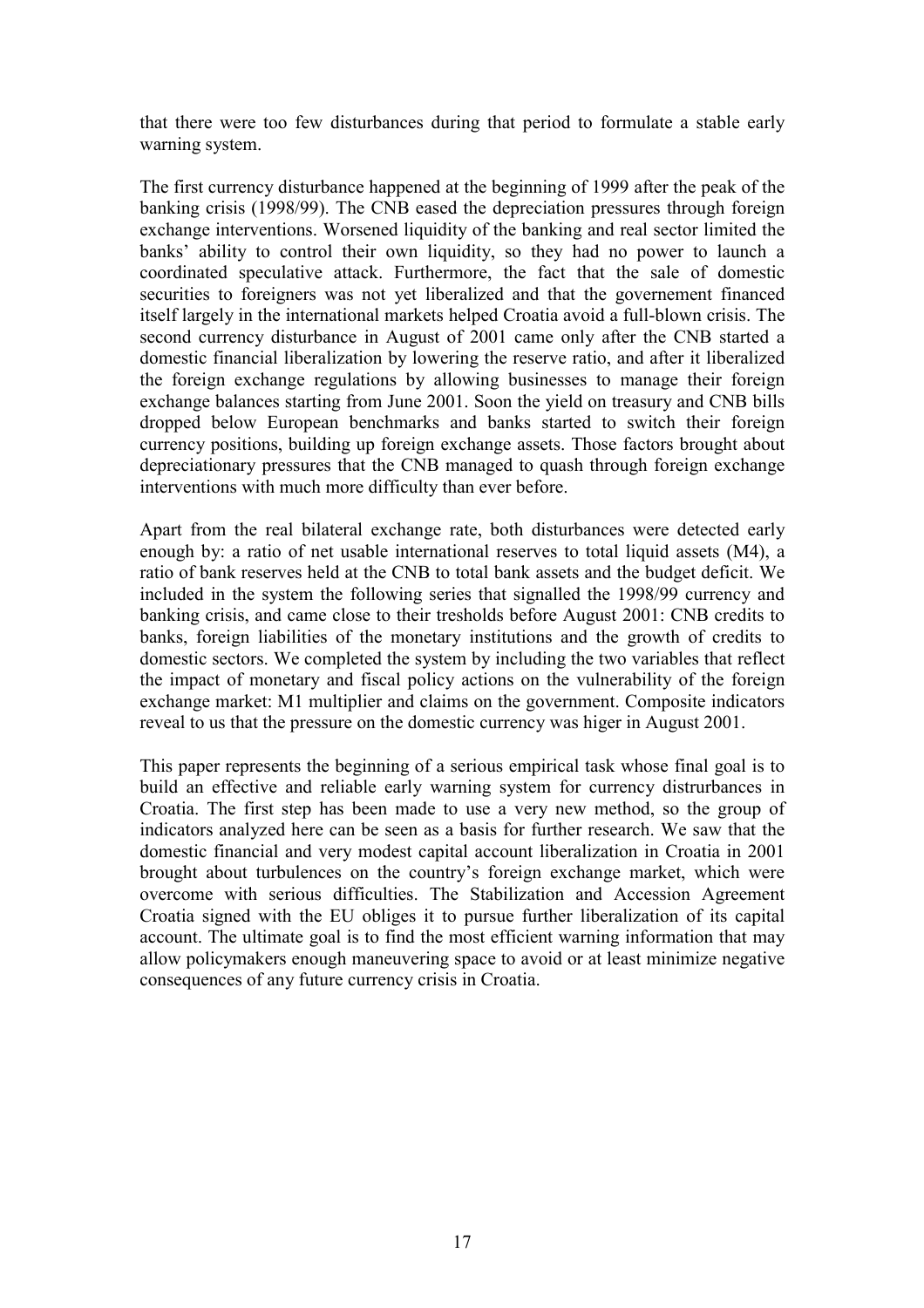that there were too few disturbances during that period to formulate a stable early warning system.

The first currency disturbance happened at the beginning of 1999 after the peak of the banking crisis (1998/99). The CNB eased the depreciation pressures through foreign exchange interventions. Worsened liquidity of the banking and real sector limited the banks' ability to control their own liquidity, so they had no power to launch a coordinated speculative attack. Furthermore, the fact that the sale of domestic securities to foreigners was not yet liberalized and that the governement financed itself largely in the international markets helped Croatia avoid a full-blown crisis. The second currency disturbance in August of 2001 came only after the CNB started a domestic financial liberalization by lowering the reserve ratio, and after it liberalized the foreign exchange regulations by allowing businesses to manage their foreign exchange balances starting from June 2001. Soon the yield on treasury and CNB bills dropped below European benchmarks and banks started to switch their foreign currency positions, building up foreign exchange assets. Those factors brought about depreciationary pressures that the CNB managed to quash through foreign exchange interventions with much more difficulty than ever before.

Apart from the real bilateral exchange rate, both disturbances were detected early enough by: a ratio of net usable international reserves to total liquid assets (M4), a ratio of bank reserves held at the CNB to total bank assets and the budget deficit. We included in the system the following series that signalled the 1998/99 currency and banking crisis, and came close to their tresholds before August 2001: CNB credits to banks, foreign liabilities of the monetary institutions and the growth of credits to domestic sectors. We completed the system by including the two variables that reflect the impact of monetary and fiscal policy actions on the vulnerability of the foreign exchange market: M1 multiplier and claims on the government. Composite indicators reveal to us that the pressure on the domestic currency was higer in August 2001.

This paper represents the beginning of a serious empirical task whose final goal is to build an effective and reliable early warning system for currency distrurbances in Croatia. The first step has been made to use a very new method, so the group of indicators analyzed here can be seen as a basis for further research. We saw that the domestic financial and very modest capital account liberalization in Croatia in 2001 brought about turbulences on the country's foreign exchange market, which were overcome with serious difficulties. The Stabilization and Accession Agreement Croatia signed with the EU obliges it to pursue further liberalization of its capital account. The ultimate goal is to find the most efficient warning information that may allow policymakers enough maneuvering space to avoid or at least minimize negative consequences of any future currency crisis in Croatia.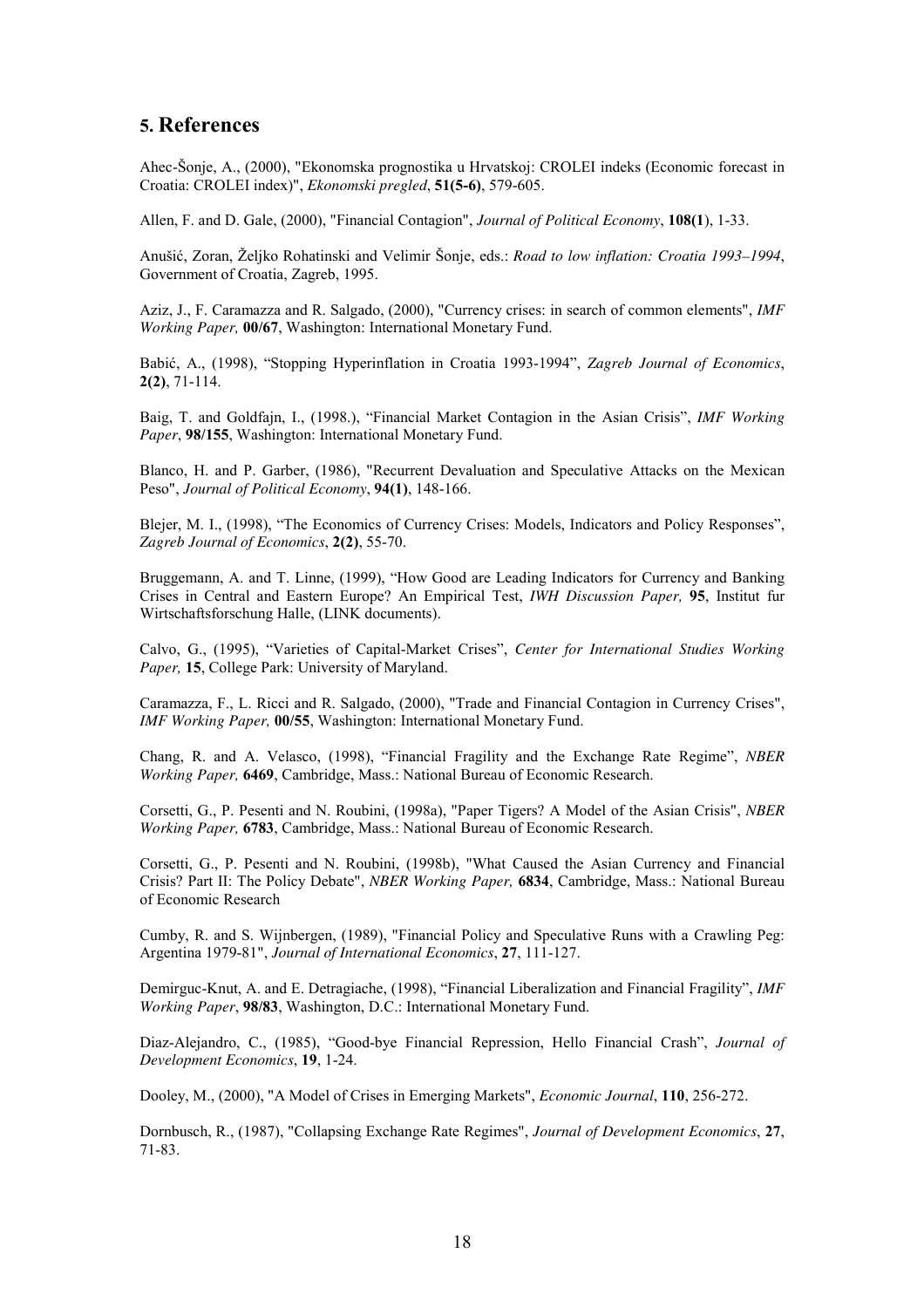## 5. References

Ahec-Šonje, A., (2000), "Ekonomska prognostika u Hrvatskoj: CROLEI indeks (Economic forecast in Croatia: CROLEI index)", *Ekonomski pregled*, **51(5-6)**, 579-605.

Allen, F. and D. Gale, (2000), "Financial Contagion", *Journal of Political Economy*, **108(1)**, 1-33.

Anušić, Zoran, Željko Rohatinski and Velimir Šonje, eds.: *Road to low inflation: Croatia 1993–1994*, Government of Croatia, Zagreb, 1995.

Aziz, J., F. Caramazza and R. Salgado, (2000), "Currency crises: in search of common elements", *IMF Working Paper,* **00/67**, Washington: International Monetary Fund.

Babić, A., (1998), "Stopping Hyperinflation in Croatia 1993-1994", *Zagreb Journal of Economics*, **2(2)**, 71-114.

Baig, T. and Goldfajn, I., (1998.), "Financial Market Contagion in the Asian Crisis", *IMF Working Paper*, **98/155**, Washington: International Monetary Fund.

Blanco, H. and P. Garber, (1986), "Recurrent Devaluation and Speculative Attacks on the Mexican Peso", *Journal of Political Economy*, **94(1)**, 148-166.

Blejer, M. I., (1998), "The Economics of Currency Crises: Models, Indicators and Policy Responses", *Zagreb Journal of Economics*, **2(2)**, 55-70.

Bruggemann, A. and T. Linne, (1999), "How Good are Leading Indicators for Currency and Banking Crises in Central and Eastern Europe? An Empirical Test, *IWH Discussion Paper,* **95**, Institut fur Wirtschaftsforschung Halle, (LINK documents).

Calvo, G., (1995), "Varieties of Capital-Market Crises", *Center for International Studies Working Paper,* **15**, College Park: University of Maryland.

Caramazza, F., L. Ricci and R. Salgado, (2000), "Trade and Financial Contagion in Currency Crises", *IMF Working Paper,* **00/55**, Washington: International Monetary Fund.

Chang, R. and A. Velasco, (1998), "Financial Fragility and the Exchange Rate Regime", *NBER Working Paper,* **6469**, Cambridge, Mass.: National Bureau of Economic Research.

Corsetti, G., P. Pesenti and N. Roubini, (1998a), "Paper Tigers? A Model of the Asian Crisis", *NBER Working Paper,* **6783**, Cambridge, Mass.: National Bureau of Economic Research.

Corsetti, G., P. Pesenti and N. Roubini, (1998b), "What Caused the Asian Currency and Financial Crisis? Part II: The Policy Debate", *NBER Working Paper,* **6834**, Cambridge, Mass.: National Bureau of Economic Research

Cumby, R. and S. Wijnbergen, (1989), "Financial Policy and Speculative Runs with a Crawling Peg: Argentina 1979-81", *Journal of International Economics*, **27**, 111-127.

Demirguc-Knut, A. and E. Detragiache, (1998), "Financial Liberalization and Financial Fragility", *IMF Working Paper*, **98/83**, Washington, D.C.: International Monetary Fund.

Diaz-Alejandro, C., (1985), "Good-bye Financial Repression, Hello Financial Crash", *Journal of Development Economics*, **19**, 1-24.

Dooley, M., (2000), "A Model of Crises in Emerging Markets", *Economic Journal*, **110**, 256-272.

Dornbusch, R., (1987), "Collapsing Exchange Rate Regimes", *Journal of Development Economics*, **27**, 71-83.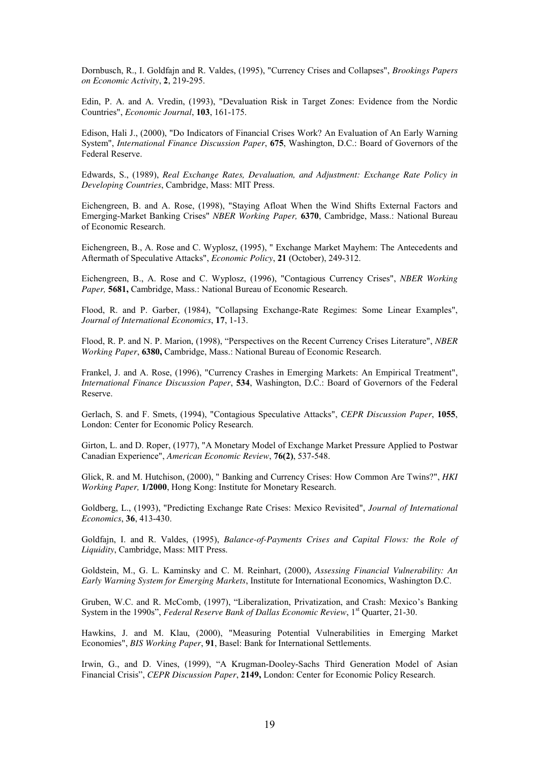Dornbusch, R., I. Goldfajn and R. Valdes, (1995), "Currency Crises and Collapses", *Brookings Papers on Economic Activity*, **2**, 219-295.

Edin, P. A. and A. Vredin, (1993), "Devaluation Risk in Target Zones: Evidence from the Nordic Countries", *Economic Journal*, **103**, 161-175.

Edison, Hali J., (2000), "Do Indicators of Financial Crises Work? An Evaluation of An Early Warning System", *International Finance Discussion Paper*, **675**, Washington, D.C.: Board of Governors of the Federal Reserve.

Edwards, S., (1989), *Real Exchange Rates, Devaluation, and Adjustment: Exchange Rate Policy in Developing Countries*, Cambridge, Mass: MIT Press.

Eichengreen, B. and A. Rose, (1998), "Staying Afloat When the Wind Shifts External Factors and Emerging-Market Banking Crises" *NBER Working Paper,* **6370**, Cambridge, Mass.: National Bureau of Economic Research.

Eichengreen, B., A. Rose and C. Wyplosz, (1995), " Exchange Market Mayhem: The Antecedents and Aftermath of Speculative Attacks", *Economic Policy*, **21** (October), 249-312.

Eichengreen, B., A. Rose and C. Wyplosz, (1996), "Contagious Currency Crises", *NBER Working Paper,* **5681,** Cambridge, Mass.: National Bureau of Economic Research.

Flood, R. and P. Garber, (1984), "Collapsing Exchange-Rate Regimes: Some Linear Examples", *Journal of International Economics*, **17**, 1-13.

Flood, R. P. and N. P. Marion, (1998), "Perspectives on the Recent Currency Crises Literature", *NBER Working Paper*, **6380,** Cambridge, Mass.: National Bureau of Economic Research.

Frankel, J. and A. Rose, (1996), "Currency Crashes in Emerging Markets: An Empirical Treatment", *International Finance Discussion Paper*, **534**, Washington, D.C.: Board of Governors of the Federal Reserve.

Gerlach, S. and F. Smets, (1994), "Contagious Speculative Attacks", *CEPR Discussion Paper*, **1055**, London: Center for Economic Policy Research.

Girton, L. and D. Roper, (1977), "A Monetary Model of Exchange Market Pressure Applied to Postwar Canadian Experience", *American Economic Review*, **76(2)**, 537-548.

Glick, R. and M. Hutchison, (2000), " Banking and Currency Crises: How Common Are Twins?", *HKI Working Paper,* **1/2000**, Hong Kong: Institute for Monetary Research.

Goldberg, L., (1993), "Predicting Exchange Rate Crises: Mexico Revisited", *Journal of International Economics*, **36**, 413-430.

Goldfajn, I. and R. Valdes, (1995), *Balance-of-Payments Crises and Capital Flows: the Role of Liquidity*, Cambridge, Mass: MIT Press.

Goldstein, M., G. L. Kaminsky and C. M. Reinhart, (2000), *Assessing Financial Vulnerability: An Early Warning System for Emerging Markets*, Institute for International Economics, Washington D.C.

Gruben, W.C. and R. McComb, (1997), "Liberalization, Privatization, and Crash: Mexico's Banking System in the 1990s", *Federal Reserve Bank of Dallas Economic Review*, 1st Quarter, 21-30.

Hawkins, J. and M. Klau, (2000), "Measuring Potential Vulnerabilities in Emerging Market Economies", *BIS Working Paper*, **91**, Basel: Bank for International Settlements.

Irwin, G., and D. Vines, (1999), "A Krugman-Dooley-Sachs Third Generation Model of Asian Financial Crisis", *CEPR Discussion Paper*, **2149,** London: Center for Economic Policy Research.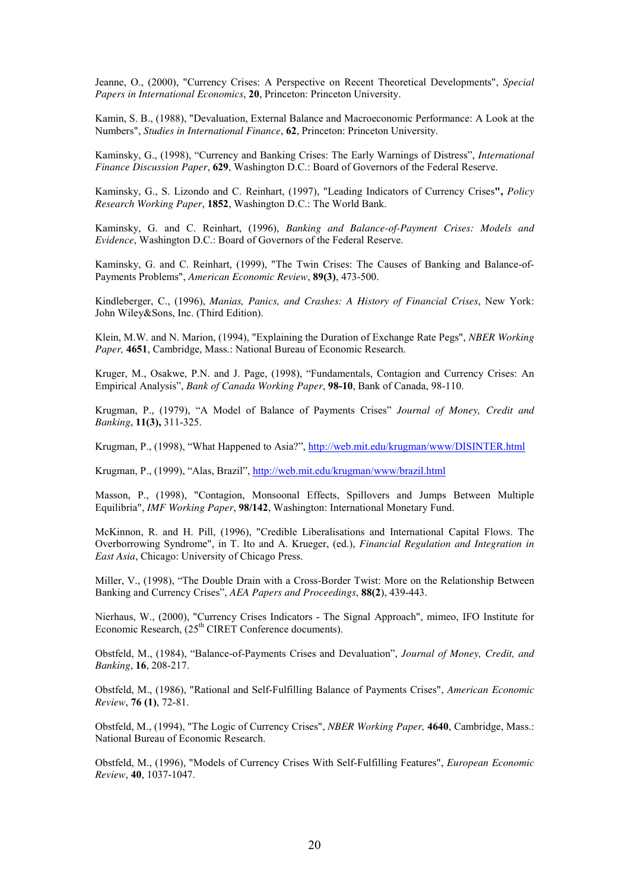Jeanne, O., (2000), "Currency Crises: A Perspective on Recent Theoretical Developments", *Special Papers in International Economics*, **20**, Princeton: Princeton University.

Kamin, S. B., (1988), "Devaluation, External Balance and Macroeconomic Performance: A Look at the Numbers", *Studies in International Finance*, **62**, Princeton: Princeton University.

Kaminsky, G., (1998), "Currency and Banking Crises: The Early Warnings of Distress", *International Finance Discussion Paper*, **629**, Washington D.C.: Board of Governors of the Federal Reserve.

Kaminsky, G., S. Lizondo and C. Reinhart, (1997), "Leading Indicators of Currency Crises**",** *Policy Research Working Paper*, **1852**, Washington D.C.: The World Bank.

Kaminsky, G. and C. Reinhart, (1996), *Banking and Balance-of-Payment Crises: Models and Evidence*, Washington D.C.: Board of Governors of the Federal Reserve.

Kaminsky, G. and C. Reinhart, (1999), "The Twin Crises: The Causes of Banking and Balance-of-Payments Problems", *American Economic Review*, **89(3)**, 473-500.

Kindleberger, C., (1996), *Manias, Panics, and Crashes: A History of Financial Crises*, New York: John Wiley&Sons, Inc. (Third Edition).

Klein, M.W. and N. Marion, (1994), "Explaining the Duration of Exchange Rate Pegs", *NBER Working Paper,* **4651**, Cambridge, Mass.: National Bureau of Economic Research.

Kruger, M., Osakwe, P.N. and J. Page, (1998), "Fundamentals, Contagion and Currency Crises: An Empirical Analysis", *Bank of Canada Working Paper*, **98-10**, Bank of Canada, 98-110.

Krugman, P., (1979), "A Model of Balance of Payments Crises" *Journal of Money, Credit and Banking*, **11(3),** 311-325.

Krugman, P., (1998), "What Happened to Asia?", http://web.mit.edu/krugman/www/DISINTER.html

Krugman, P., (1999), "Alas, Brazil", http://web.mit.edu/krugman/www/brazil.html

Masson, P., (1998), "Contagion, Monsoonal Effects, Spillovers and Jumps Between Multiple Equilibria", *IMF Working Paper*, **98/142**, Washington: International Monetary Fund.

McKinnon, R. and H. Pill, (1996), "Credible Liberalisations and International Capital Flows. The Overborrowing Syndrome", in T. Ito and A. Krueger, (ed.), *Financial Regulation and Integration in East Asia*, Chicago: University of Chicago Press.

Miller, V., (1998), "The Double Drain with a Cross-Border Twist: More on the Relationship Between Banking and Currency Crises", *AEA Papers and Proceedings*, **88(2**), 439-443.

Nierhaus, W., (2000), "Currency Crises Indicators - The Signal Approach", mimeo, IFO Institute for Economic Research, (25th CIRET Conference documents).

Obstfeld, M., (1984), "Balance-of-Payments Crises and Devaluation", *Journal of Money, Credit, and Banking*, **16**, 208-217.

Obstfeld, M., (1986), "Rational and Self-Fulfilling Balance of Payments Crises", *American Economic Review*, **76 (1)**, 72-81.

Obstfeld, M., (1994), "The Logic of Currency Crises", *NBER Working Paper,* **4640**, Cambridge, Mass.: National Bureau of Economic Research.

Obstfeld, M., (1996), "Models of Currency Crises With Self-Fulfilling Features", *European Economic Review*, **40**, 1037-1047.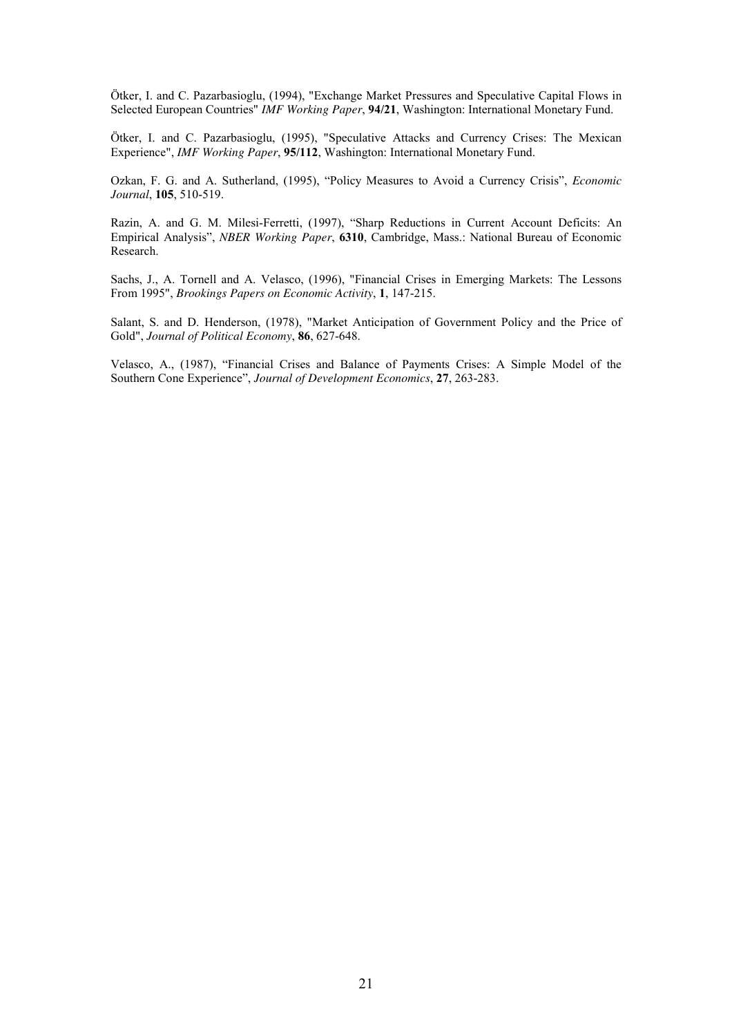Ötker, I. and C. Pazarbasioglu, (1994), "Exchange Market Pressures and Speculative Capital Flows in Selected European Countries" *IMF Working Paper*, **94/21**, Washington: International Monetary Fund.

Ötker, I. and C. Pazarbasioglu, (1995), "Speculative Attacks and Currency Crises: The Mexican Experience", *IMF Working Paper*, **95/112**, Washington: International Monetary Fund.

Ozkan, F. G. and A. Sutherland, (1995), "Policy Measures to Avoid a Currency Crisis", *Economic Journal*, **105**, 510-519.

Razin, A. and G. M. Milesi-Ferretti, (1997), "Sharp Reductions in Current Account Deficits: An Empirical Analysis", *NBER Working Paper*, **6310**, Cambridge, Mass.: National Bureau of Economic Research.

Sachs, J., A. Tornell and A. Velasco, (1996), "Financial Crises in Emerging Markets: The Lessons From 1995", *Brookings Papers on Economic Activity*, **1**, 147-215.

Salant, S. and D. Henderson, (1978), "Market Anticipation of Government Policy and the Price of Gold", *Journal of Political Economy*, **86**, 627-648.

Velasco, A., (1987), "Financial Crises and Balance of Payments Crises: A Simple Model of the Southern Cone Experience", *Journal of Development Economics*, **27**, 263-283.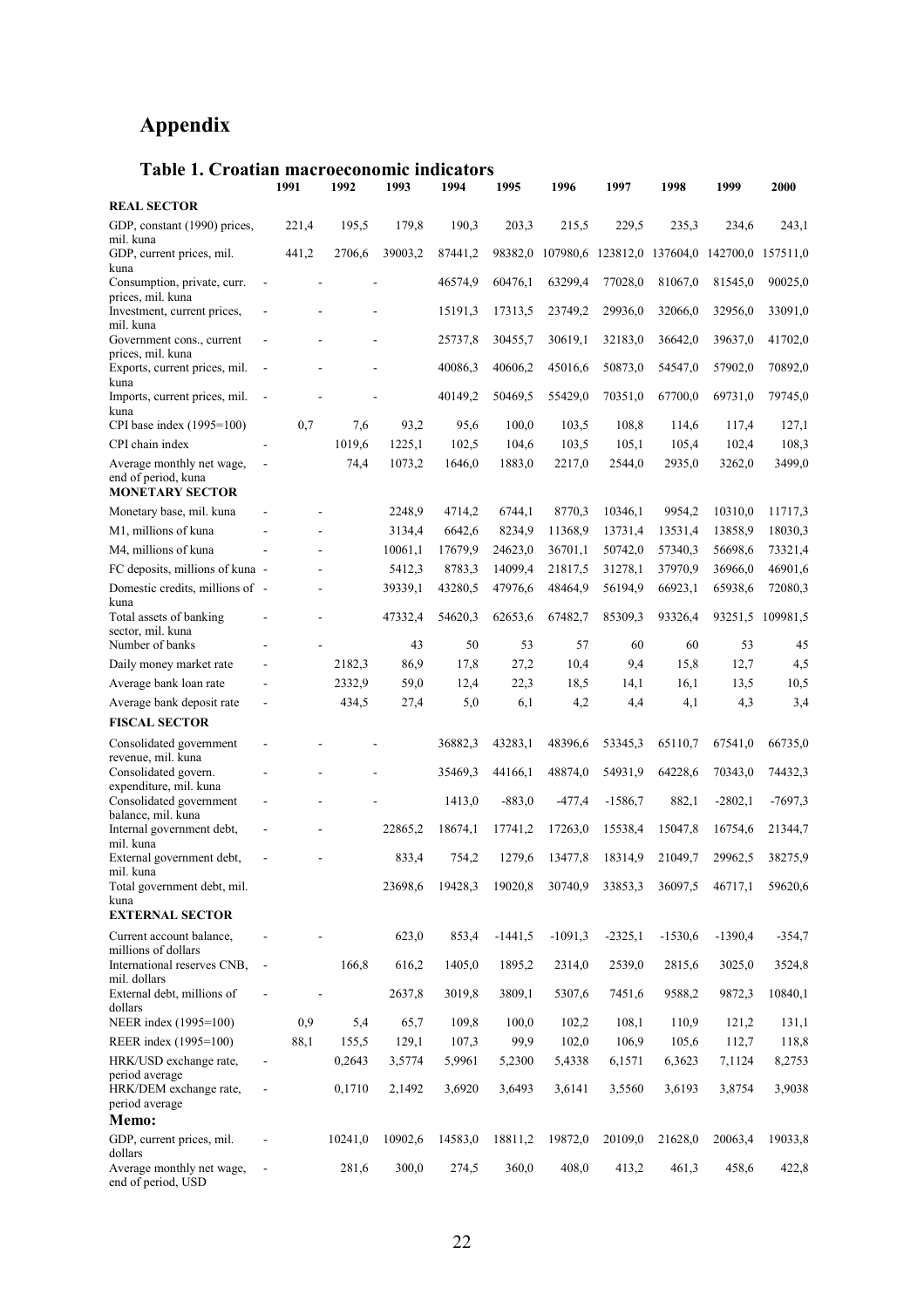# Appendix

## Table 1. Croatian macroeconomic indicators

| | 1991 | 1992 | 1993 | 1994 | 1995 | 1996 | 1997 | 1998 | 1999 | 2000 |
|---|---|---|---|---|---|---|---|---|---|---|
| **REAL SECTOR** | | | | | | | | | | |
| GDP, constant (1990) prices, mil. kuna | 221,4 | 195,5 | 179,8 | 190,3 | 203,3 | 215,5 | 229,5 | 235,3 | 234,6 | 243,1 |
| GDP, current prices, mil. kuna | 441,2 | 2706,6 | 39003,2 | 87441,2 | 98382,0 | 107980,6 | 123812,0 | 137604,0 | 142700,0 | 157511,0 |
| Consumption, private, curr. prices, mil. kuna | - | - | - | 46574,9 | 60476,1 | 63299,4 | 77028,0 | 81067,0 | 81545,0 | 90025,0 |
| Investment, current prices, mil. kuna | - | - | - | 15191,3 | 17313,5 | 23749,2 | 29936,0 | 32066,0 | 32956,0 | 33091,0 |
| Government cons., current prices, mil. kuna | - | - | - | 25737,8 | 30455,7 | 30619,1 | 32183,0 | 36642,0 | 39637,0 | 41702,0 |
| Exports, current prices, mil. kuna | - | - | - | 40086,3 | 40606,2 | 45016,6 | 50873,0 | 54547,0 | 57902,0 | 70892,0 |
| Imports, current prices, mil. kuna | - | - | - | 40149,2 | 50469,5 | 55429,0 | 70351,0 | 67700,0 | 69731,0 | 79745,0 |
| CPI base index (1995=100) | 0,7 | 7,6 | 93,2 | 95,6 | 100,0 | 103,5 | 108,8 | 114,6 | 117,4 | 127,1 |
| CPI chain index | - | 1019,6 | 1225,1 | 102,5 | 104,6 | 103,5 | 105,1 | 105,4 | 102,4 | 108,3 |
| Average monthly net wage, end of period, kuna | - | 74,4 | 1073,2 | 1646,0 | 1883,0 | 2217,0 | 2544,0 | 2935,0 | 3262,0 | 3499,0 |
| **MONETARY SECTOR** | | | | | | | | | | |
| Monetary base, mil. kuna | - | - | 2248,9 | 4714,2 | 6744,1 | 8770,3 | 10346,1 | 9954,2 | 10310,0 | 11717,3 |
| M1, millions of kuna | - | - | 3134,4 | 6642,6 | 8234,9 | 11368,9 | 13731,4 | 13531,4 | 13858,9 | 18030,3 |
| M4, millions of kuna | - | - | 10061,1 | 17679,9 | 24623,0 | 36701,1 | 50742,0 | 57340,3 | 56698,6 | 73321,4 |
| FC deposits, millions of kuna | - | - | 5412,3 | 8783,3 | 14099,4 | 21817,5 | 31278,1 | 37970,9 | 36966,0 | 46901,6 |
| Domestic credits, millions of kuna | - | - | 39339,1 | 43280,5 | 47976,6 | 48464,9 | 56194,9 | 66923,1 | 65938,6 | 72080,3 |
| Total assets of banking sector, mil. kuna | - | - | 47332,4 | 54620,3 | 62653,6 | 67482,7 | 85309,3 | 93326,4 | 93251,5 | 109981,5 |
| Number of banks | - | - | 43 | 50 | 53 | 57 | 60 | 60 | 53 | 45 |
| Daily money market rate | - | 2182,3 | 86,9 | 17,8 | 27,2 | 10,4 | 9,4 | 15,8 | 12,7 | 4,5 |
| Average bank loan rate | - | 2332,9 | 59,0 | 12,4 | 22,3 | 18,5 | 14,1 | 16,1 | 13,5 | 10,5 |
| Average bank deposit rate | - | 434,5 | 27,4 | 5,0 | 6,1 | 4,2 | 4,4 | 4,1 | 4,3 | 3,4 |
| **FISCAL SECTOR** | | | | | | | | | | |
| Consolidated government revenue, mil. kuna | - | - | - | 36882,3 | 43283,1 | 48396,6 | 53345,3 | 65110,7 | 67541,0 | 66735,0 |
| Consolidated govern. expenditure, mil. kuna | - | - | - | 35469,3 | 44166,1 | 48874,0 | 54931,9 | 64228,6 | 70343,0 | 74432,3 |
| Consolidated government balance, mil. kuna | - | - | - | 1413,0 | -883,0 | -477,4 | -1586,7 | 882,1 | -2802,1 | -7697,3 |
| Internal government debt, mil. kuna | - | - | 22865,2 | 18674,1 | 17741,2 | 17263,0 | 15538,4 | 15047,8 | 16754,6 | 21344,7 |
| External government debt, mil. kuna | - | - | 833,4 | 754,2 | 1279,6 | 13477,8 | 18314,9 | 21049,7 | 29962,5 | 38275,9 |
| Total government debt, mil. kuna | | | 23698,6 | 19428,3 | 19020,8 | 30740,9 | 33853,3 | 36097,5 | 46717,1 | 59620,6 |
| **EXTERNAL SECTOR** | | | | | | | | | | |
| Current account balance, millions of dollars | - | - | 623,0 | 853,4 | -1441,5 | -1091,3 | -2325,1 | -1530,6 | -1390,4 | -354,7 |
| International reserves CNB, mil. dollars | - | 166,8 | 616,2 | 1405,0 | 1895,2 | 2314,0 | 2539,0 | 2815,6 | 3025,0 | 3524,8 |
| External debt, millions of dollars | - | - | 2637,8 | 3019,8 | 3809,1 | 5307,6 | 7451,6 | 9588,2 | 9872,3 | 10840,1 |
| NEER index (1995=100) | 0,9 | 5,4 | 65,7 | 109,8 | 100,0 | 102,2 | 108,1 | 110,9 | 121,2 | 131,1 |
| REER index (1995=100) | 88,1 | 155,5 | 129,1 | 107,3 | 99,9 | 102,0 | 106,9 | 105,6 | 112,7 | 118,8 |
| HRK/USD exchange rate, period average | - | 0,2643 | 3,5774 | 5,9961 | 5,2300 | 5,4338 | 6,1571 | 6,3623 | 7,1124 | 8,2753 |
| HRK/DEM exchange rate, period average | - | 0,1710 | 2,1492 | 3,6920 | 3,6493 | 3,6141 | 3,5560 | 3,6193 | 3,8754 | 3,9038 |
| **Memo:** | | | | | | | | | | |
| GDP, current prices, mil. dollars | - | 10241,0 | 10902,6 | 14583,0 | 18811,2 | 19872,0 | 20109,0 | 21628,0 | 20063,4 | 19033,8 |
| Average monthly net wage, end of period, USD | - | 281,6 | 300,0 | 274,5 | 360,0 | 408,0 | 413,2 | 461,3 | 458,6 | 422,8 |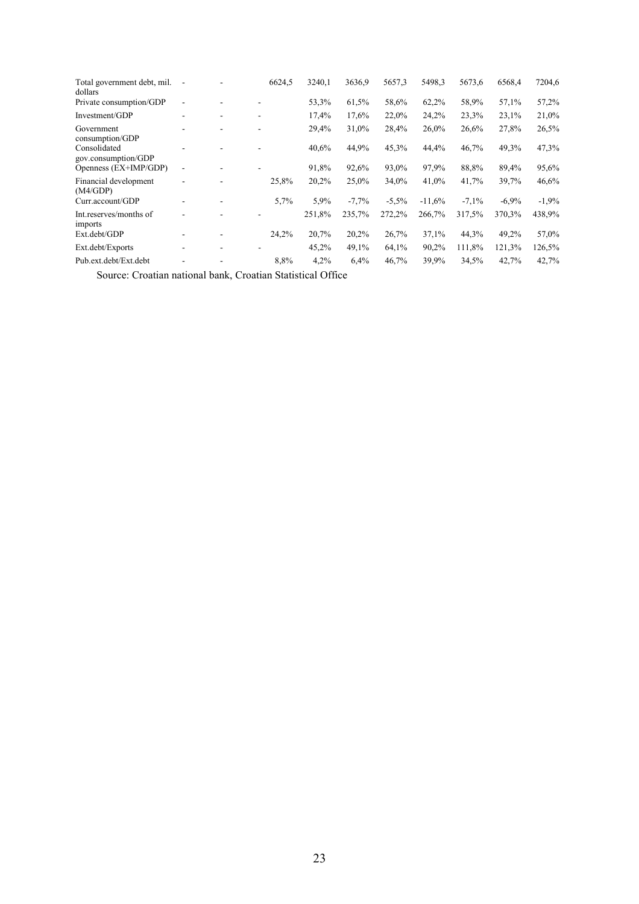| | | | | | | | | | | |
|---|---|---|---|---|---|---|---|---|---|---|
| Total government debt, mil. dollars | - | - | 6624,5 | 3240,1 | 3636,9 | 5657,3 | 5498,3 | 5673,6 | 6568,4 | 7204,6 |
| Private consumption/GDP | - | - | - | 53,3% | 61,5% | 58,6% | 62,2% | 58,9% | 57,1% | 57,2% |
| Investment/GDP | - | - | - | 17,4% | 17,6% | 22,0% | 24,2% | 23,3% | 23,1% | 21,0% |
| Government consumption/GDP | - | - | - | 29,4% | 31,0% | 28,4% | 26,0% | 26,6% | 27,8% | 26,5% |
| Consolidated gov.consumption/GDP | - | - | - | 40,6% | 44,9% | 45,3% | 44,4% | 46,7% | 49,3% | 47,3% |
| Openness (EX+IMP/GDP) | - | - | - | 91,8% | 92,6% | 93,0% | 97,9% | 88,8% | 89,4% | 95,6% |
| Financial development (M4/GDP) | - | - | 25,8% | 20,2% | 25,0% | 34,0% | 41,0% | 41,7% | 39,7% | 46,6% |
| Curr.account/GDP | - | - | 5,7% | 5,9% | -7,7% | -5,5% | -11,6% | -7,1% | -6,9% | -1,9% |
| Int.reserves/months of imports | - | - | - | 251,8% | 235,7% | 272,2% | 266,7% | 317,5% | 370,3% | 438,9% |
| Ext.debt/GDP | - | - | 24,2% | 20,7% | 20,2% | 26,7% | 37,1% | 44,3% | 49,2% | 57,0% |
| Ext.debt/Exports | - | - | - | 45,2% | 49,1% | 64,1% | 90,2% | 111,8% | 121,3% | 126,5% |
| Pub.ext.debt/Ext.debt | - | - | 8,8% | 4,2% | 6,4% | 46,7% | 39,9% | 34,5% | 42,7% | 42,7% |

Source: Croatian national bank, Croatian Statistical Office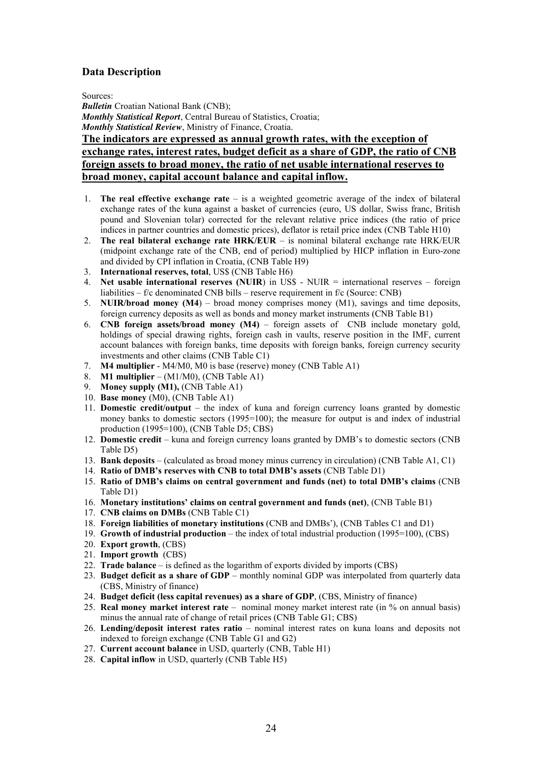## Data Description

Sources:
***Bulletin*** Croatian National Bank (CNB);
***Monthly Statistical Report***, Central Bureau of Statistics, Croatia;
***Monthly Statistical Review***, Ministry of Finance, Croatia.

**The indicators are expressed as annual growth rates, with the exception of exchange rates, interest rates, budget deficit as a share of GDP, the ratio of CNB foreign assets to broad money, the ratio of net usable international reserves to broad money, capital account balance and capital inflow.**

1. **The real effective exchange rate** – is a weighted geometric average of the index of bilateral exchange rates of the kuna against a basket of currencies (euro, US dollar, Swiss franc, British pound and Slovenian tolar) corrected for the relevant relative price indices (the ratio of price indices in partner countries and domestic prices), deflator is retail price index (CNB Table H10)
2. **The real bilateral exchange rate HRK/EUR** – is nominal bilateral exchange rate HRK/EUR (midpoint exchange rate of the CNB, end of period) multiplied by HICP inflation in Euro-zone and divided by CPI inflation in Croatia, (CNB Table H9)
3. **International reserves, total**, US$ (CNB Table H6)
4. **Net usable international reserves (NUIR)** in US$ - NUIR = international reserves – foreign liabilities – f/c denominated CNB bills – reserve requirement in f/c (Source: CNB)
5. **NUIR/broad money (M4)** – broad money comprises money (M1), savings and time deposits, foreign currency deposits as well as bonds and money market instruments (CNB Table B1)
6. **CNB foreign assets/broad money (M4)** – foreign assets of CNB include monetary gold, holdings of special drawing rights, foreign cash in vaults, reserve position in the IMF, current account balances with foreign banks, time deposits with foreign banks, foreign currency security investments and other claims (CNB Table C1)
7. **M4 multiplier** - M4/M0, M0 is base (reserve) money (CNB Table A1)
8. **M1 multiplier** – (M1/M0), (CNB Table A1)
9. **Money supply (M1),** (CNB Table A1)
10. **Base money** (M0), (CNB Table A1)
11. **Domestic credit/output** – the index of kuna and foreign currency loans granted by domestic money banks to domestic sectors (1995=100); the measure for output is and index of industrial production (1995=100), (CNB Table D5; CBS)
12. **Domestic credit** – kuna and foreign currency loans granted by DMB's to domestic sectors (CNB Table D5)
13. **Bank deposits** – (calculated as broad money minus currency in circulation) (CNB Table A1, C1)
14. **Ratio of DMB's reserves with CNB to total DMB's assets** (CNB Table D1)
15. **Ratio of DMB's claims on central government and funds (net) to total DMB's claims** (CNB Table D1)
16. **Monetary institutions' claims on central government and funds (net)**, (CNB Table B1)
17. **CNB claims on DMBs** (CNB Table C1)
18. **Foreign liabilities of monetary institutions** (CNB and DMBs'), (CNB Tables C1 and D1)
19. **Growth of industrial production** – the index of total industrial production (1995=100), (CBS)
20. **Export growth**, (CBS)
21. **Import growth** (CBS)
22. **Trade balance** – is defined as the logarithm of exports divided by imports (CBS)
23. **Budget deficit as a share of GDP** – monthly nominal GDP was interpolated from quarterly data (CBS, Ministry of finance)
24. **Budget deficit (less capital revenues) as a share of GDP**, (CBS, Ministry of finance)
25. **Real money market interest rate** – nominal money market interest rate (in % on annual basis) minus the annual rate of change of retail prices (CNB Table G1; CBS)
26. **Lending/deposit interest rates ratio** – nominal interest rates on kuna loans and deposits not indexed to foreign exchange (CNB Table G1 and G2)
27. **Current account balance** in USD, quarterly (CNB, Table H1)
28. **Capital inflow** in USD, quarterly (CNB Table H5)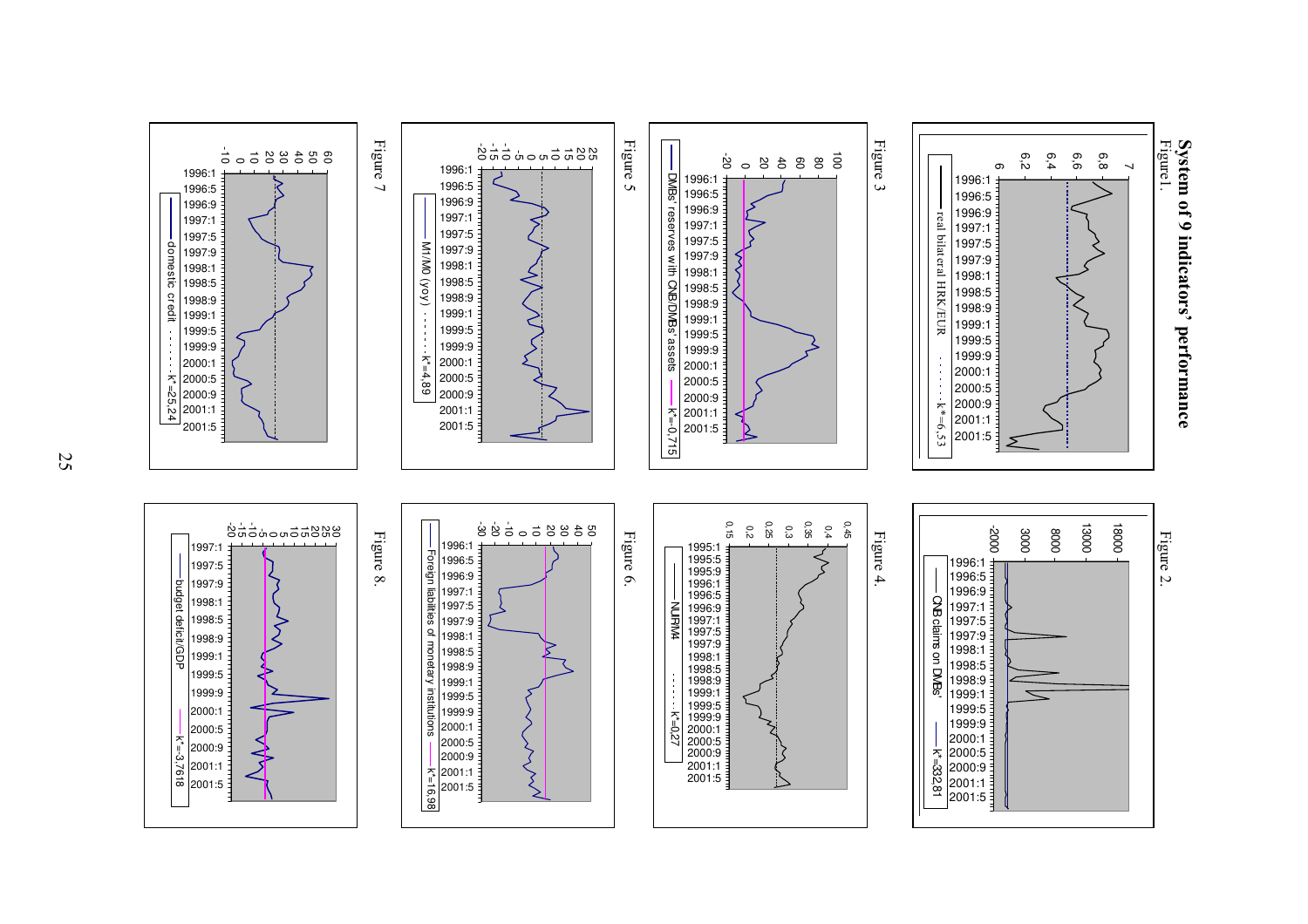# System of 9 indicators' performance

Figure1.

real bilateral HRK/EUR - - - - - - k*=6,53

Figure 2.

CNB claims on DMBs' —— k*=33281

Figure 3

DMBs' reserves with CNB/DMBs' assets —— k*=-0,715

Figure 4.

NLIRM4 - - - - - - k*=0,27

Figure 5

M1/M0 (yoy) - - - - - - k*=4,89

Figure 6.

Foreign liabilities of monetary institutions —— k*=16,98

Figure 7

domestic credit - - - - - - k*=25,24

Figure 8.

budget deficit/GDP —— k*=-3,7618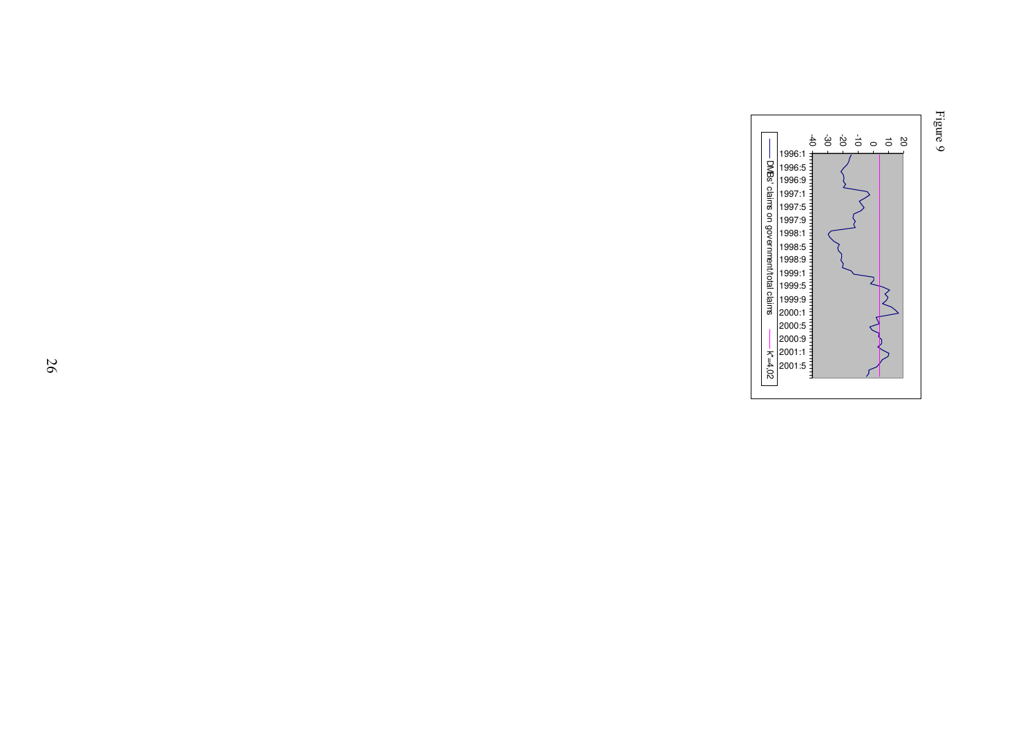Figure 9

20
10
0
-10
-20
-30
-40

1996:1
1996:5
1996:9
1997:1
1997:5
1997:9
1998:1
1998:5
1998:9
1999:1
1999:5
1999:9
2000:1
2000:5
2000:9
2001:1
2001:5

DMBs' claims on government/total claims
K*=4.02